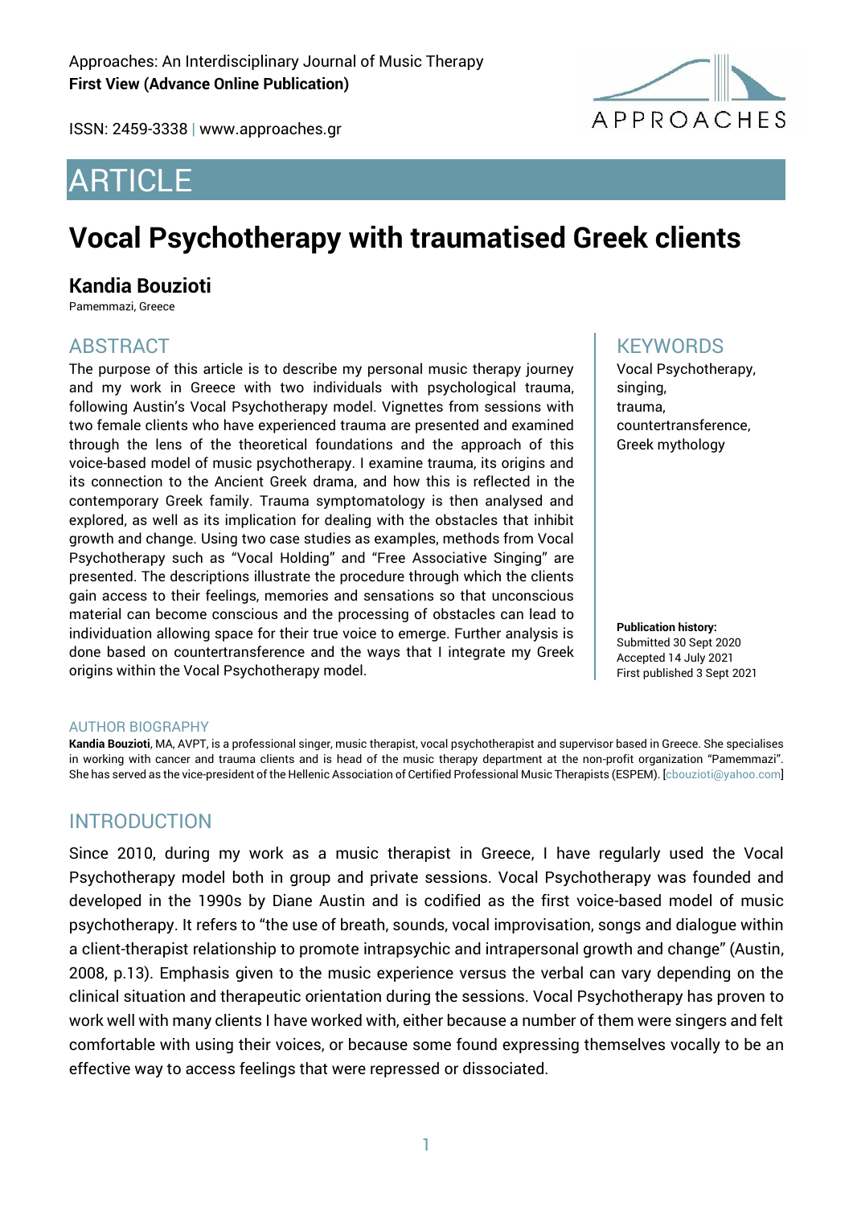Approaches: An Interdisciplinary Journal of Music Therapy
**First View (Advance Online Publication)**

ISSN: 2459-3338 | www.approaches.gr

# ARTICLE

# Vocal Psychotherapy with traumatised Greek clients

## Kandia Bouzioti

Pamemmazi, Greece

## ABSTRACT

The purpose of this article is to describe my personal music therapy journey and my work in Greece with two individuals with psychological trauma, following Austin's Vocal Psychotherapy model. Vignettes from sessions with two female clients who have experienced trauma are presented and examined through the lens of the theoretical foundations and the approach of this voice-based model of music psychotherapy. I examine trauma, its origins and its connection to the Ancient Greek drama, and how this is reflected in the contemporary Greek family. Trauma symptomatology is then analysed and explored, as well as its implication for dealing with the obstacles that inhibit growth and change. Using two case studies as examples, methods from Vocal Psychotherapy such as "Vocal Holding" and "Free Associative Singing" are presented. The descriptions illustrate the procedure through which the clients gain access to their feelings, memories and sensations so that unconscious material can become conscious and the processing of obstacles can lead to individuation allowing space for their true voice to emerge. Further analysis is done based on countertransference and the ways that I integrate my Greek origins within the Vocal Psychotherapy model.

## KEYWORDS

Vocal Psychotherapy, singing, trauma, countertransference, Greek mythology

**Publication history:**
Submitted 30 Sept 2020
Accepted 14 July 2021
First published 3 Sept 2021

## AUTHOR BIOGRAPHY

**Kandia Bouzioti**, MA, AVPT, is a professional singer, music therapist, vocal psychotherapist and supervisor based in Greece. She specialises in working with cancer and trauma clients and is head of the music therapy department at the non-profit organization "Pamemmazi". She has served as the vice-president of the Hellenic Association of Certified Professional Music Therapists (ESPEM). [cbouzioti@yahoo.com]

## INTRODUCTION

Since 2010, during my work as a music therapist in Greece, I have regularly used the Vocal Psychotherapy model both in group and private sessions. Vocal Psychotherapy was founded and developed in the 1990s by Diane Austin and is codified as the first voice-based model of music psychotherapy. It refers to "the use of breath, sounds, vocal improvisation, songs and dialogue within a client-therapist relationship to promote intrapsychic and intrapersonal growth and change" (Austin, 2008, p.13). Emphasis given to the music experience versus the verbal can vary depending on the clinical situation and therapeutic orientation during the sessions. Vocal Psychotherapy has proven to work well with many clients I have worked with, either because a number of them were singers and felt comfortable with using their voices, or because some found expressing themselves vocally to be an effective way to access feelings that were repressed or dissociated.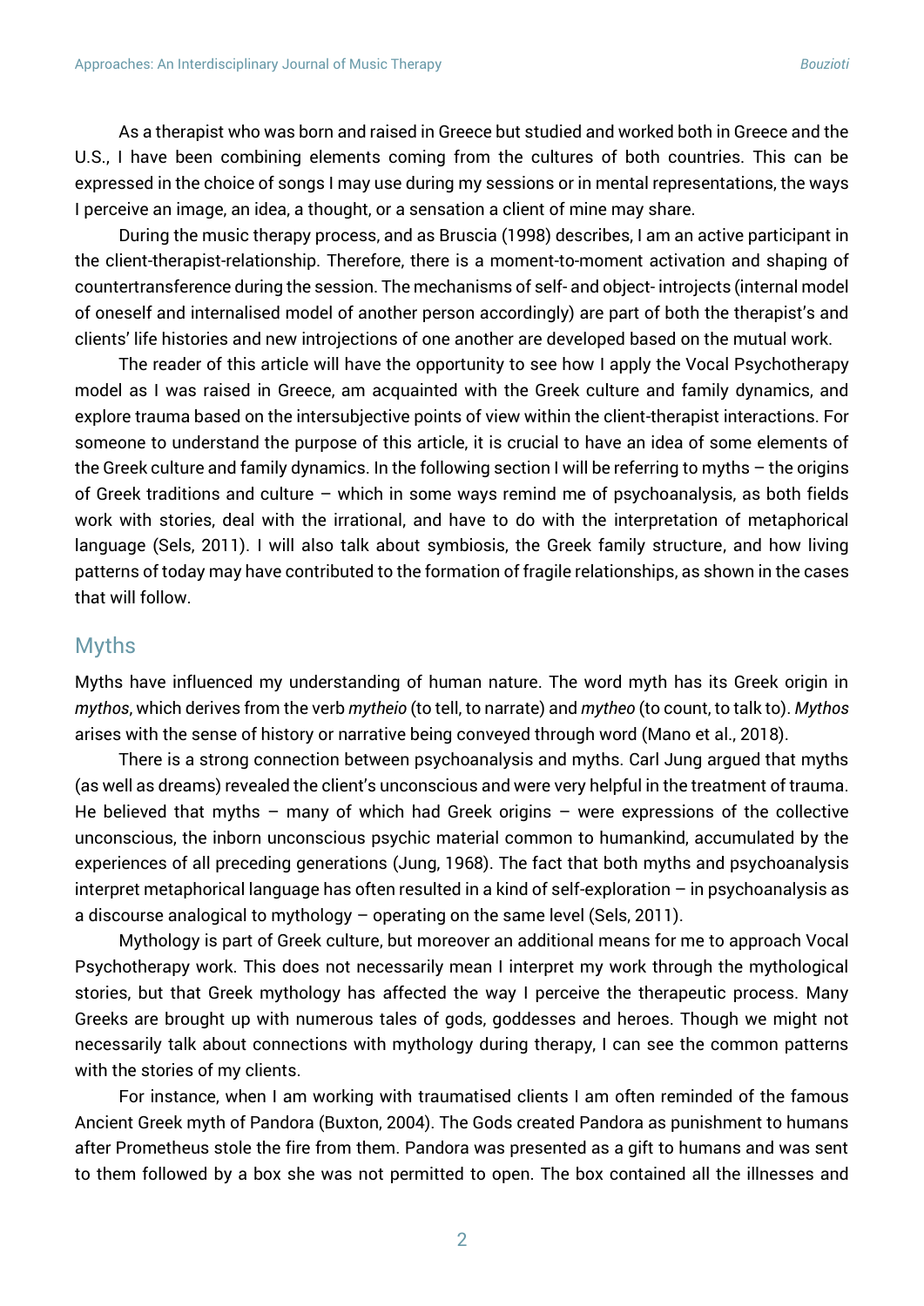As a therapist who was born and raised in Greece but studied and worked both in Greece and the U.S., I have been combining elements coming from the cultures of both countries. This can be expressed in the choice of songs I may use during my sessions or in mental representations, the ways I perceive an image, an idea, a thought, or a sensation a client of mine may share.

During the music therapy process, and as Bruscia (1998) describes, I am an active participant in the client-therapist-relationship. Therefore, there is a moment-to-moment activation and shaping of countertransference during the session. The mechanisms of self- and object- introjects (internal model of oneself and internalised model of another person accordingly) are part of both the therapist's and clients' life histories and new introjections of one another are developed based on the mutual work.

The reader of this article will have the opportunity to see how I apply the Vocal Psychotherapy model as I was raised in Greece, am acquainted with the Greek culture and family dynamics, and explore trauma based on the intersubjective points of view within the client-therapist interactions. For someone to understand the purpose of this article, it is crucial to have an idea of some elements of the Greek culture and family dynamics. In the following section I will be referring to myths – the origins of Greek traditions and culture – which in some ways remind me of psychoanalysis, as both fields work with stories, deal with the irrational, and have to do with the interpretation of metaphorical language (Sels, 2011). I will also talk about symbiosis, the Greek family structure, and how living patterns of today may have contributed to the formation of fragile relationships, as shown in the cases that will follow.

## Myths

Myths have influenced my understanding of human nature. The word myth has its Greek origin in *mythos*, which derives from the verb *mytheio* (to tell, to narrate) and *mytheo* (to count, to talk to). *Mythos* arises with the sense of history or narrative being conveyed through word (Mano et al., 2018).

There is a strong connection between psychoanalysis and myths. Carl Jung argued that myths (as well as dreams) revealed the client's unconscious and were very helpful in the treatment of trauma. He believed that myths – many of which had Greek origins – were expressions of the collective unconscious, the inborn unconscious psychic material common to humankind, accumulated by the experiences of all preceding generations (Jung, 1968). The fact that both myths and psychoanalysis interpret metaphorical language has often resulted in a kind of self-exploration – in psychoanalysis as a discourse analogical to mythology – operating on the same level (Sels, 2011).

Mythology is part of Greek culture, but moreover an additional means for me to approach Vocal Psychotherapy work. This does not necessarily mean I interpret my work through the mythological stories, but that Greek mythology has affected the way I perceive the therapeutic process. Many Greeks are brought up with numerous tales of gods, goddesses and heroes. Though we might not necessarily talk about connections with mythology during therapy, I can see the common patterns with the stories of my clients.

For instance, when I am working with traumatised clients I am often reminded of the famous Ancient Greek myth of Pandora (Buxton, 2004). The Gods created Pandora as punishment to humans after Prometheus stole the fire from them. Pandora was presented as a gift to humans and was sent to them followed by a box she was not permitted to open. The box contained all the illnesses and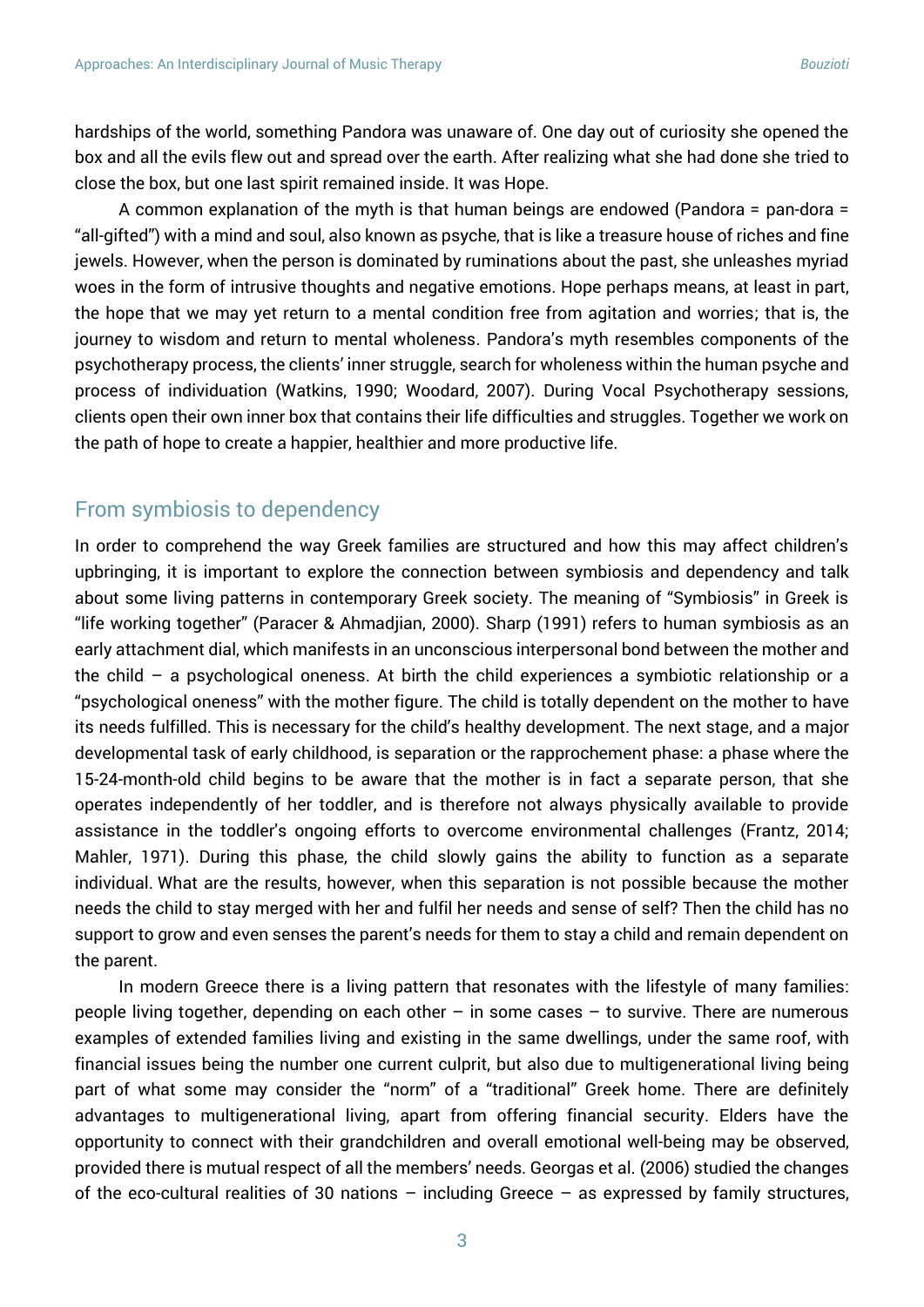hardships of the world, something Pandora was unaware of. One day out of curiosity she opened the box and all the evils flew out and spread over the earth. After realizing what she had done she tried to close the box, but one last spirit remained inside. It was Hope.

A common explanation of the myth is that human beings are endowed (Pandora = pan-dora = "all-gifted") with a mind and soul, also known as psyche, that is like a treasure house of riches and fine jewels. However, when the person is dominated by ruminations about the past, she unleashes myriad woes in the form of intrusive thoughts and negative emotions. Hope perhaps means, at least in part, the hope that we may yet return to a mental condition free from agitation and worries; that is, the journey to wisdom and return to mental wholeness. Pandora's myth resembles components of the psychotherapy process, the clients' inner struggle, search for wholeness within the human psyche and process of individuation (Watkins, 1990; Woodard, 2007). During Vocal Psychotherapy sessions, clients open their own inner box that contains their life difficulties and struggles. Together we work on the path of hope to create a happier, healthier and more productive life.

## From symbiosis to dependency

In order to comprehend the way Greek families are structured and how this may affect children's upbringing, it is important to explore the connection between symbiosis and dependency and talk about some living patterns in contemporary Greek society. The meaning of "Symbiosis" in Greek is "life working together" (Paracer & Ahmadjian, 2000). Sharp (1991) refers to human symbiosis as an early attachment dial, which manifests in an unconscious interpersonal bond between the mother and the child – a psychological oneness. At birth the child experiences a symbiotic relationship or a "psychological oneness" with the mother figure. The child is totally dependent on the mother to have its needs fulfilled. This is necessary for the child's healthy development. The next stage, and a major developmental task of early childhood, is separation or the rapprochement phase: a phase where the 15-24-month-old child begins to be aware that the mother is in fact a separate person, that she operates independently of her toddler, and is therefore not always physically available to provide assistance in the toddler's ongoing efforts to overcome environmental challenges (Frantz, 2014; Mahler, 1971). During this phase, the child slowly gains the ability to function as a separate individual. What are the results, however, when this separation is not possible because the mother needs the child to stay merged with her and fulfil her needs and sense of self? Then the child has no support to grow and even senses the parent's needs for them to stay a child and remain dependent on the parent.

In modern Greece there is a living pattern that resonates with the lifestyle of many families: people living together, depending on each other – in some cases – to survive. There are numerous examples of extended families living and existing in the same dwellings, under the same roof, with financial issues being the number one current culprit, but also due to multigenerational living being part of what some may consider the "norm" of a "traditional" Greek home. There are definitely advantages to multigenerational living, apart from offering financial security. Elders have the opportunity to connect with their grandchildren and overall emotional well-being may be observed, provided there is mutual respect of all the members' needs. Georgas et al. (2006) studied the changes of the eco-cultural realities of 30 nations – including Greece – as expressed by family structures,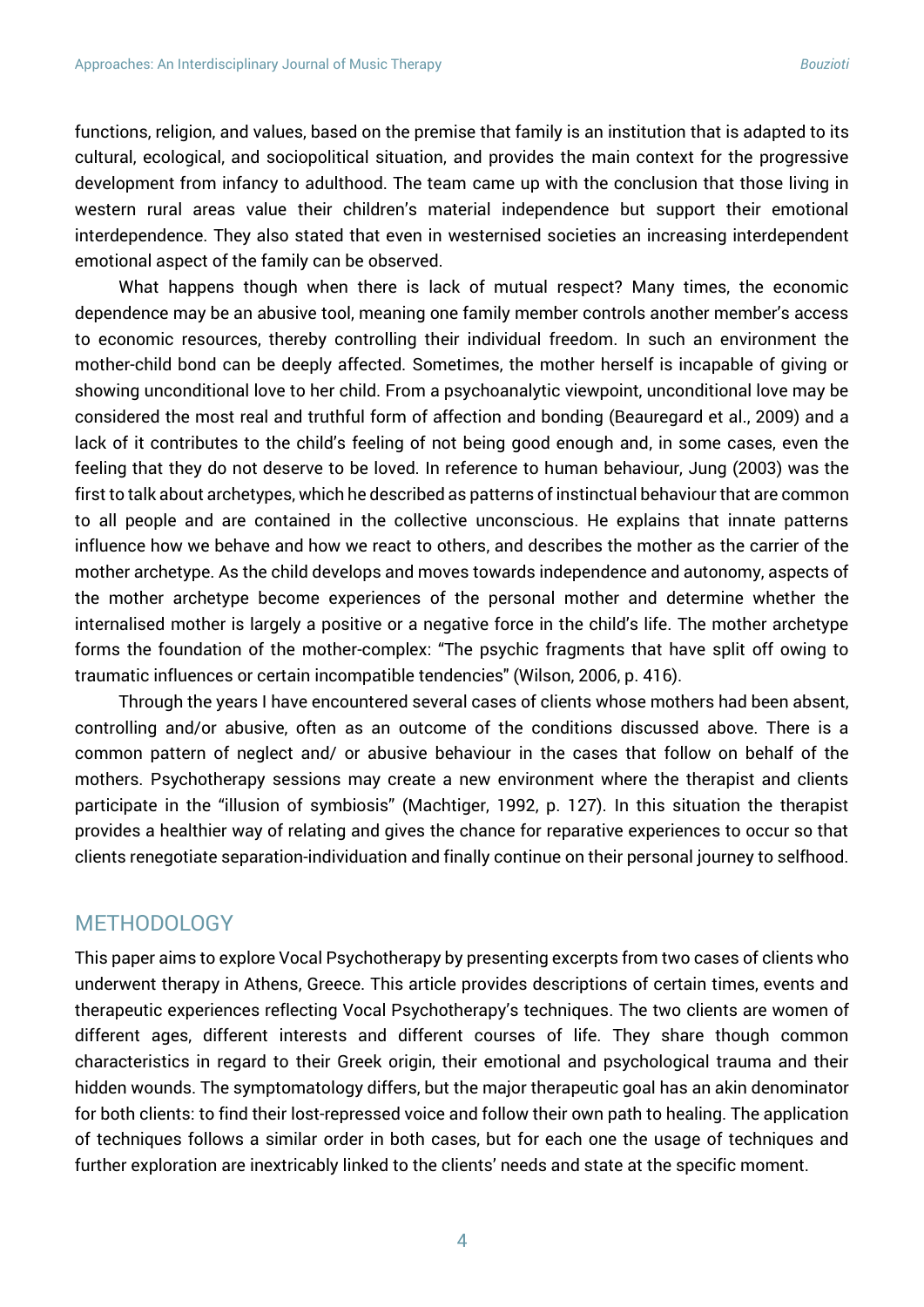functions, religion, and values, based on the premise that family is an institution that is adapted to its cultural, ecological, and sociopolitical situation, and provides the main context for the progressive development from infancy to adulthood. The team came up with the conclusion that those living in western rural areas value their children's material independence but support their emotional interdependence. They also stated that even in westernised societies an increasing interdependent emotional aspect of the family can be observed.

What happens though when there is lack of mutual respect? Many times, the economic dependence may be an abusive tool, meaning one family member controls another member's access to economic resources, thereby controlling their individual freedom. In such an environment the mother-child bond can be deeply affected. Sometimes, the mother herself is incapable of giving or showing unconditional love to her child. From a psychoanalytic viewpoint, unconditional love may be considered the most real and truthful form of affection and bonding (Beauregard et al., 2009) and a lack of it contributes to the child's feeling of not being good enough and, in some cases, even the feeling that they do not deserve to be loved. In reference to human behaviour, Jung (2003) was the first to talk about archetypes, which he described as patterns of instinctual behaviour that are common to all people and are contained in the collective unconscious. He explains that innate patterns influence how we behave and how we react to others, and describes the mother as the carrier of the mother archetype. As the child develops and moves towards independence and autonomy, aspects of the mother archetype become experiences of the personal mother and determine whether the internalised mother is largely a positive or a negative force in the child's life. The mother archetype forms the foundation of the mother-complex: "The psychic fragments that have split off owing to traumatic influences or certain incompatible tendencies" (Wilson, 2006, p. 416).

Through the years I have encountered several cases of clients whose mothers had been absent, controlling and/or abusive, often as an outcome of the conditions discussed above. There is a common pattern of neglect and/ or abusive behaviour in the cases that follow on behalf of the mothers. Psychotherapy sessions may create a new environment where the therapist and clients participate in the "illusion of symbiosis" (Machtiger, 1992, p. 127). In this situation the therapist provides a healthier way of relating and gives the chance for reparative experiences to occur so that clients renegotiate separation-individuation and finally continue on their personal journey to selfhood.

## METHODOLOGY

This paper aims to explore Vocal Psychotherapy by presenting excerpts from two cases of clients who underwent therapy in Athens, Greece. This article provides descriptions of certain times, events and therapeutic experiences reflecting Vocal Psychotherapy's techniques. The two clients are women of different ages, different interests and different courses of life. They share though common characteristics in regard to their Greek origin, their emotional and psychological trauma and their hidden wounds. The symptomatology differs, but the major therapeutic goal has an akin denominator for both clients: to find their lost-repressed voice and follow their own path to healing. The application of techniques follows a similar order in both cases, but for each one the usage of techniques and further exploration are inextricably linked to the clients' needs and state at the specific moment.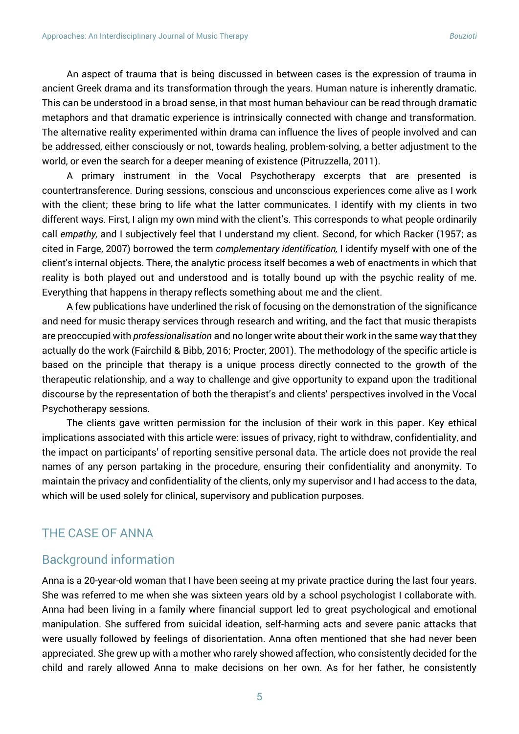An aspect of trauma that is being discussed in between cases is the expression of trauma in ancient Greek drama and its transformation through the years. Human nature is inherently dramatic. This can be understood in a broad sense, in that most human behaviour can be read through dramatic metaphors and that dramatic experience is intrinsically connected with change and transformation. The alternative reality experimented within drama can influence the lives of people involved and can be addressed, either consciously or not, towards healing, problem-solving, a better adjustment to the world, or even the search for a deeper meaning of existence (Pitruzzella, 2011).

A primary instrument in the Vocal Psychotherapy excerpts that are presented is countertransference. During sessions, conscious and unconscious experiences come alive as I work with the client; these bring to life what the latter communicates. I identify with my clients in two different ways. First, I align my own mind with the client's. This corresponds to what people ordinarily call *empathy,* and I subjectively feel that I understand my client. Second, for which Racker (1957; as cited in Farge, 2007) borrowed the term *complementary identification,* I identify myself with one of the client's internal objects. There, the analytic process itself becomes a web of enactments in which that reality is both played out and understood and is totally bound up with the psychic reality of me. Everything that happens in therapy reflects something about me and the client.

A few publications have underlined the risk of focusing on the demonstration of the significance and need for music therapy services through research and writing, and the fact that music therapists are preoccupied with *professionalisation* and no longer write about their work in the same way that they actually do the work (Fairchild & Bibb, 2016; Procter, 2001). The methodology of the specific article is based on the principle that therapy is a unique process directly connected to the growth of the therapeutic relationship, and a way to challenge and give opportunity to expand upon the traditional discourse by the representation of both the therapist's and clients' perspectives involved in the Vocal Psychotherapy sessions.

The clients gave written permission for the inclusion of their work in this paper. Key ethical implications associated with this article were: issues of privacy, right to withdraw, confidentiality, and the impact on participants' of reporting sensitive personal data. The article does not provide the real names of any person partaking in the procedure, ensuring their confidentiality and anonymity. To maintain the privacy and confidentiality of the clients, only my supervisor and I had access to the data, which will be used solely for clinical, supervisory and publication purposes.

## THE CASE OF ANNA

### Background information

Anna is a 20-year-old woman that I have been seeing at my private practice during the last four years. She was referred to me when she was sixteen years old by a school psychologist I collaborate with. Anna had been living in a family where financial support led to great psychological and emotional manipulation. She suffered from suicidal ideation, self-harming acts and severe panic attacks that were usually followed by feelings of disorientation. Anna often mentioned that she had never been appreciated. She grew up with a mother who rarely showed affection, who consistently decided for the child and rarely allowed Anna to make decisions on her own. As for her father, he consistently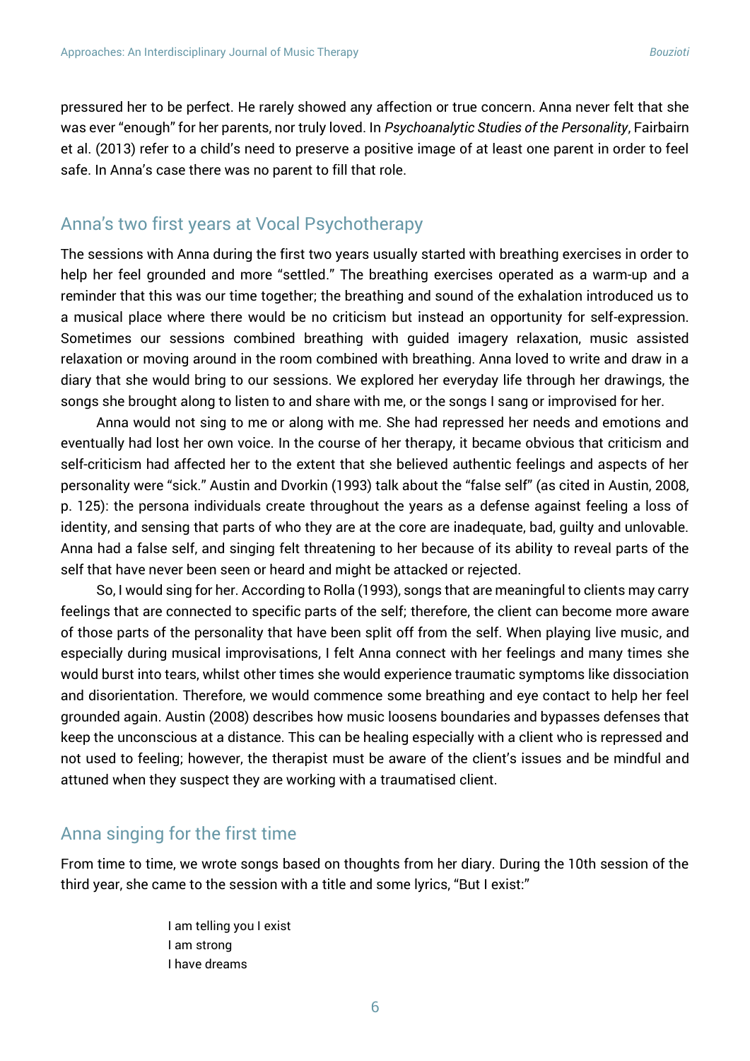pressured her to be perfect. He rarely showed any affection or true concern. Anna never felt that she was ever "enough" for her parents, nor truly loved. In *Psychoanalytic Studies of the Personality*, Fairbairn et al. (2013) refer to a child's need to preserve a positive image of at least one parent in order to feel safe. In Anna's case there was no parent to fill that role.

## Anna's two first years at Vocal Psychotherapy

The sessions with Anna during the first two years usually started with breathing exercises in order to help her feel grounded and more "settled." The breathing exercises operated as a warm-up and a reminder that this was our time together; the breathing and sound of the exhalation introduced us to a musical place where there would be no criticism but instead an opportunity for self-expression. Sometimes our sessions combined breathing with guided imagery relaxation, music assisted relaxation or moving around in the room combined with breathing. Anna loved to write and draw in a diary that she would bring to our sessions. We explored her everyday life through her drawings, the songs she brought along to listen to and share with me, or the songs I sang or improvised for her.

Anna would not sing to me or along with me. She had repressed her needs and emotions and eventually had lost her own voice. In the course of her therapy, it became obvious that criticism and self-criticism had affected her to the extent that she believed authentic feelings and aspects of her personality were "sick." Austin and Dvorkin (1993) talk about the "false self" (as cited in Austin, 2008, p. 125): the persona individuals create throughout the years as a defense against feeling a loss of identity, and sensing that parts of who they are at the core are inadequate, bad, guilty and unlovable. Anna had a false self, and singing felt threatening to her because of its ability to reveal parts of the self that have never been seen or heard and might be attacked or rejected.

So, I would sing for her. According to Rolla (1993), songs that are meaningful to clients may carry feelings that are connected to specific parts of the self; therefore, the client can become more aware of those parts of the personality that have been split off from the self. When playing live music, and especially during musical improvisations, I felt Anna connect with her feelings and many times she would burst into tears, whilst other times she would experience traumatic symptoms like dissociation and disorientation. Therefore, we would commence some breathing and eye contact to help her feel grounded again. Austin (2008) describes how music loosens boundaries and bypasses defenses that keep the unconscious at a distance. This can be healing especially with a client who is repressed and not used to feeling; however, the therapist must be aware of the client's issues and be mindful and attuned when they suspect they are working with a traumatised client.

## Anna singing for the first time

From time to time, we wrote songs based on thoughts from her diary. During the 10th session of the third year, she came to the session with a title and some lyrics, "But I exist:"

> I am telling you I exist
> I am strong
> I have dreams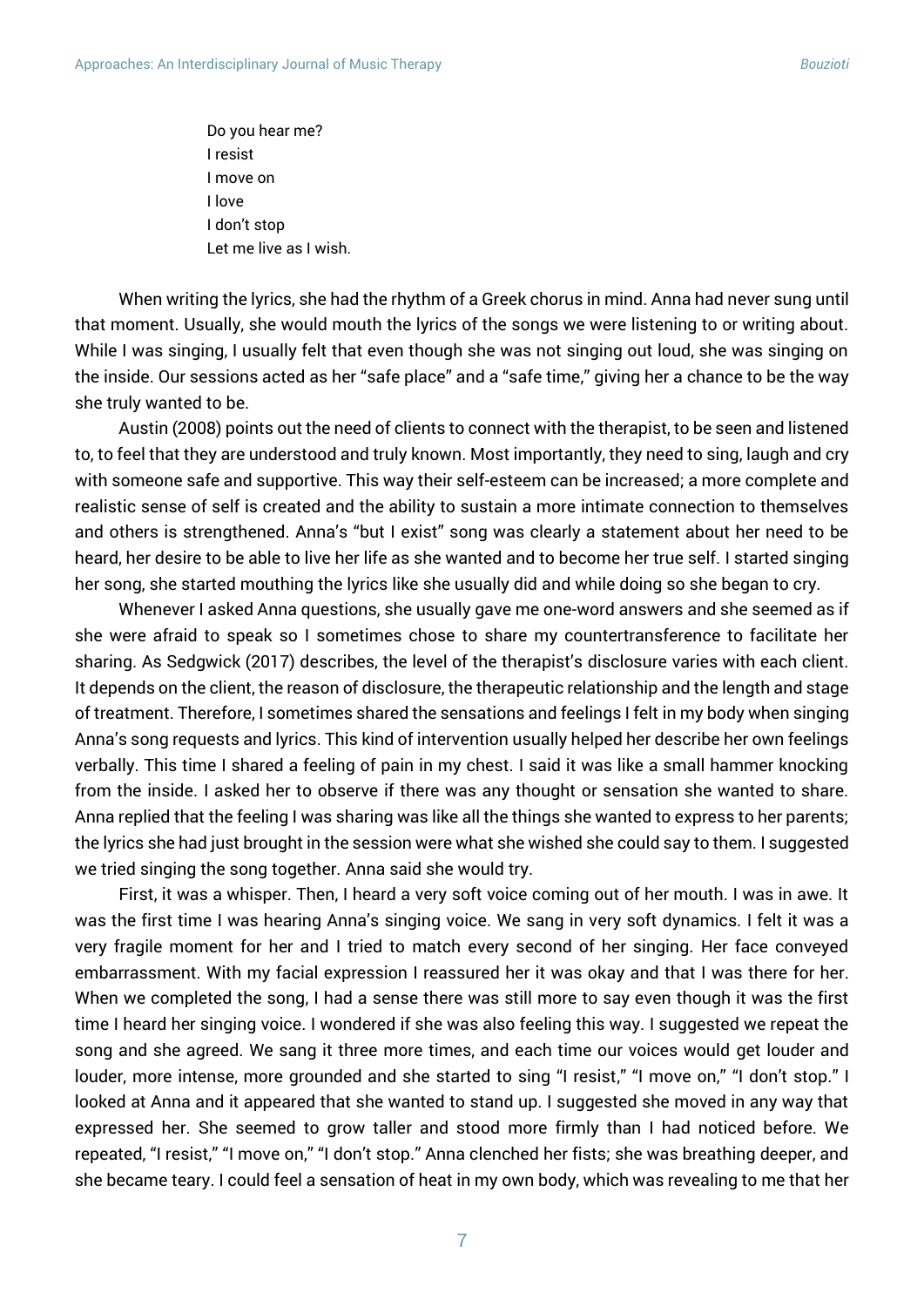Do you hear me?  
I resist  
I move on  
I love  
I don't stop  
Let me live as I wish.

When writing the lyrics, she had the rhythm of a Greek chorus in mind. Anna had never sung until that moment. Usually, she would mouth the lyrics of the songs we were listening to or writing about. While I was singing, I usually felt that even though she was not singing out loud, she was singing on the inside. Our sessions acted as her "safe place" and a "safe time," giving her a chance to be the way she truly wanted to be.

Austin (2008) points out the need of clients to connect with the therapist, to be seen and listened to, to feel that they are understood and truly known. Most importantly, they need to sing, laugh and cry with someone safe and supportive. This way their self-esteem can be increased; a more complete and realistic sense of self is created and the ability to sustain a more intimate connection to themselves and others is strengthened. Anna's "but I exist" song was clearly a statement about her need to be heard, her desire to be able to live her life as she wanted and to become her true self. I started singing her song, she started mouthing the lyrics like she usually did and while doing so she began to cry.

Whenever I asked Anna questions, she usually gave me one-word answers and she seemed as if she were afraid to speak so I sometimes chose to share my countertransference to facilitate her sharing. As Sedgwick (2017) describes, the level of the therapist's disclosure varies with each client. It depends on the client, the reason of disclosure, the therapeutic relationship and the length and stage of treatment. Therefore, I sometimes shared the sensations and feelings I felt in my body when singing Anna's song requests and lyrics. This kind of intervention usually helped her describe her own feelings verbally. This time I shared a feeling of pain in my chest. I said it was like a small hammer knocking from the inside. I asked her to observe if there was any thought or sensation she wanted to share. Anna replied that the feeling I was sharing was like all the things she wanted to express to her parents; the lyrics she had just brought in the session were what she wished she could say to them. I suggested we tried singing the song together. Anna said she would try.

First, it was a whisper. Then, I heard a very soft voice coming out of her mouth. I was in awe. It was the first time I was hearing Anna's singing voice. We sang in very soft dynamics. I felt it was a very fragile moment for her and I tried to match every second of her singing. Her face conveyed embarrassment. With my facial expression I reassured her it was okay and that I was there for her. When we completed the song, I had a sense there was still more to say even though it was the first time I heard her singing voice. I wondered if she was also feeling this way. I suggested we repeat the song and she agreed. We sang it three more times, and each time our voices would get louder and louder, more intense, more grounded and she started to sing "I resist," "I move on," "I don't stop." I looked at Anna and it appeared that she wanted to stand up. I suggested she moved in any way that expressed her. She seemed to grow taller and stood more firmly than I had noticed before. We repeated, "I resist," "I move on," "I don't stop." Anna clenched her fists; she was breathing deeper, and she became teary. I could feel a sensation of heat in my own body, which was revealing to me that her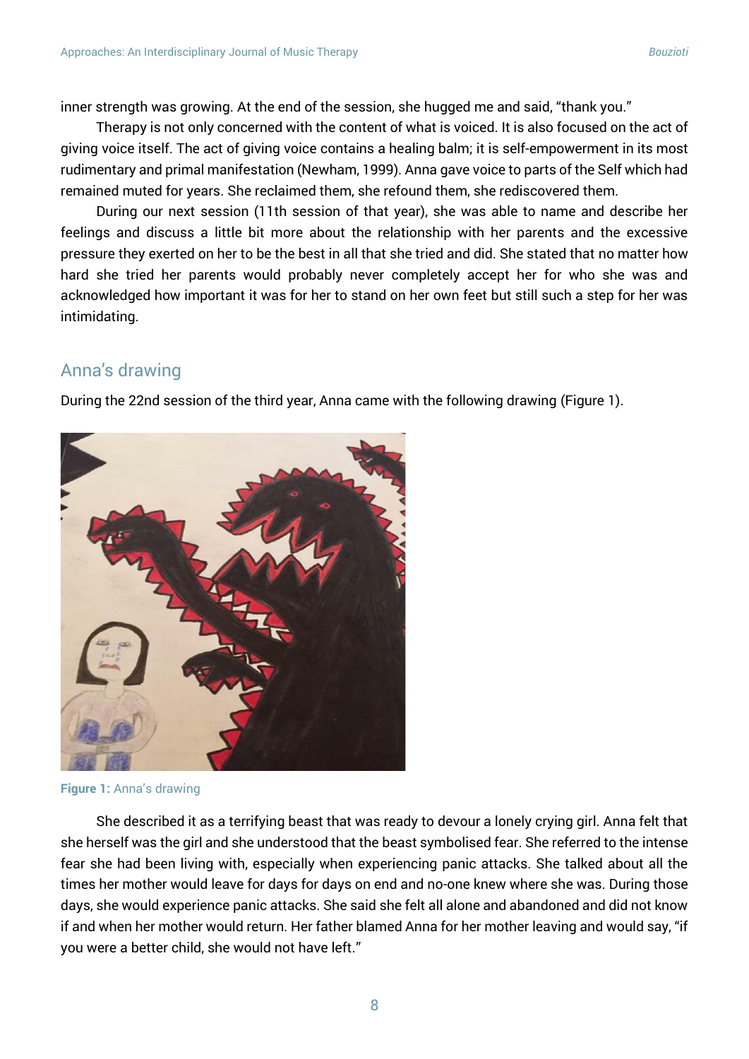inner strength was growing. At the end of the session, she hugged me and said, "thank you."

Therapy is not only concerned with the content of what is voiced. It is also focused on the act of giving voice itself. The act of giving voice contains a healing balm; it is self-empowerment in its most rudimentary and primal manifestation (Newham, 1999). Anna gave voice to parts of the Self which had remained muted for years. She reclaimed them, she refound them, she rediscovered them.

During our next session (11th session of that year), she was able to name and describe her feelings and discuss a little bit more about the relationship with her parents and the excessive pressure they exerted on her to be the best in all that she tried and did. She stated that no matter how hard she tried her parents would probably never completely accept her for who she was and acknowledged how important it was for her to stand on her own feet but still such a step for her was intimidating.

## Anna's drawing

During the 22nd session of the third year, Anna came with the following drawing (Figure 1).

**Figure 1:** Anna's drawing

She described it as a terrifying beast that was ready to devour a lonely crying girl. Anna felt that she herself was the girl and she understood that the beast symbolised fear. She referred to the intense fear she had been living with, especially when experiencing panic attacks. She talked about all the times her mother would leave for days for days on end and no-one knew where she was. During those days, she would experience panic attacks. She said she felt all alone and abandoned and did not know if and when her mother would return. Her father blamed Anna for her mother leaving and would say, "if you were a better child, she would not have left."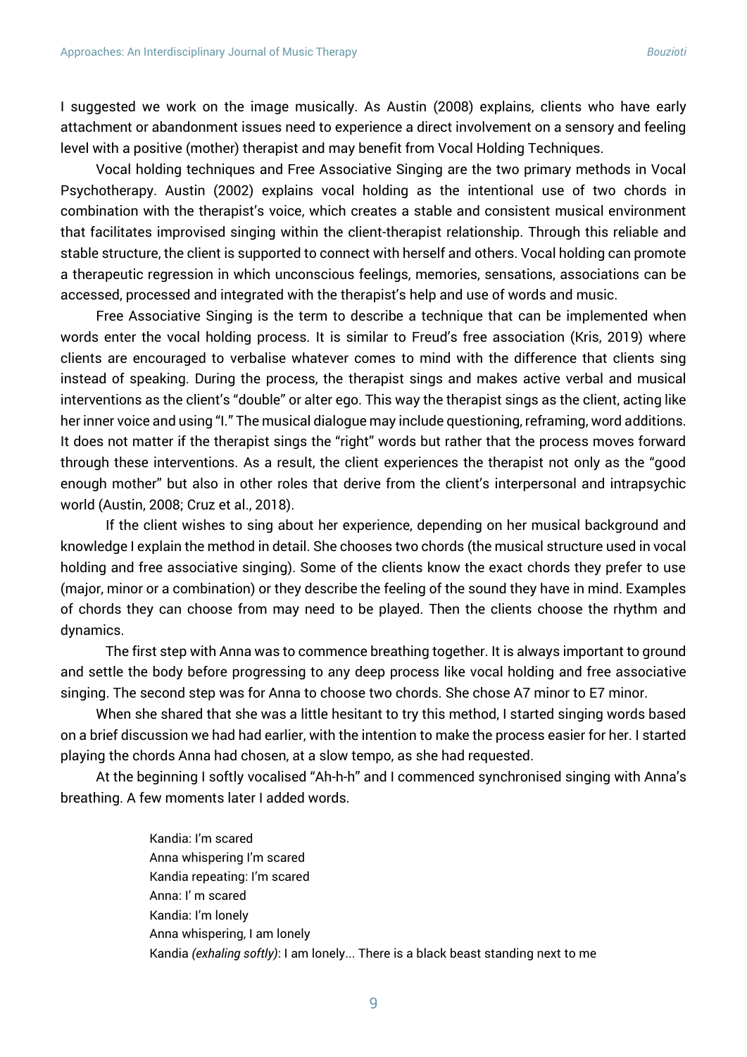I suggested we work on the image musically. As Austin (2008) explains, clients who have early attachment or abandonment issues need to experience a direct involvement on a sensory and feeling level with a positive (mother) therapist and may benefit from Vocal Holding Techniques.

Vocal holding techniques and Free Associative Singing are the two primary methods in Vocal Psychotherapy. Austin (2002) explains vocal holding as the intentional use of two chords in combination with the therapist's voice, which creates a stable and consistent musical environment that facilitates improvised singing within the client-therapist relationship. Through this reliable and stable structure, the client is supported to connect with herself and others. Vocal holding can promote a therapeutic regression in which unconscious feelings, memories, sensations, associations can be accessed, processed and integrated with the therapist's help and use of words and music.

Free Associative Singing is the term to describe a technique that can be implemented when words enter the vocal holding process. It is similar to Freud's free association (Kris, 2019) where clients are encouraged to verbalise whatever comes to mind with the difference that clients sing instead of speaking. During the process, the therapist sings and makes active verbal and musical interventions as the client's "double" or alter ego. This way the therapist sings as the client, acting like her inner voice and using "I." The musical dialogue may include questioning, reframing, word additions. It does not matter if the therapist sings the "right" words but rather that the process moves forward through these interventions. As a result, the client experiences the therapist not only as the "good enough mother" but also in other roles that derive from the client's interpersonal and intrapsychic world (Austin, 2008; Cruz et al., 2018).

If the client wishes to sing about her experience, depending on her musical background and knowledge I explain the method in detail. She chooses two chords (the musical structure used in vocal holding and free associative singing). Some of the clients know the exact chords they prefer to use (major, minor or a combination) or they describe the feeling of the sound they have in mind. Examples of chords they can choose from may need to be played. Then the clients choose the rhythm and dynamics.

The first step with Anna was to commence breathing together. It is always important to ground and settle the body before progressing to any deep process like vocal holding and free associative singing. The second step was for Anna to choose two chords. She chose A7 minor to E7 minor.

When she shared that she was a little hesitant to try this method, I started singing words based on a brief discussion we had had earlier, with the intention to make the process easier for her. I started playing the chords Anna had chosen, at a slow tempo, as she had requested.

At the beginning I softly vocalised "Ah-h-h" and I commenced synchronised singing with Anna's breathing. A few moments later I added words.

> Kandia: I'm scared
> Anna whispering I'm scared
> Kandia repeating: I'm scared
> Anna: I' m scared
> Kandia: I'm lonely
> Anna whispering, I am lonely
> Kandia *(exhaling softly)*: I am lonely... There is a black beast standing next to me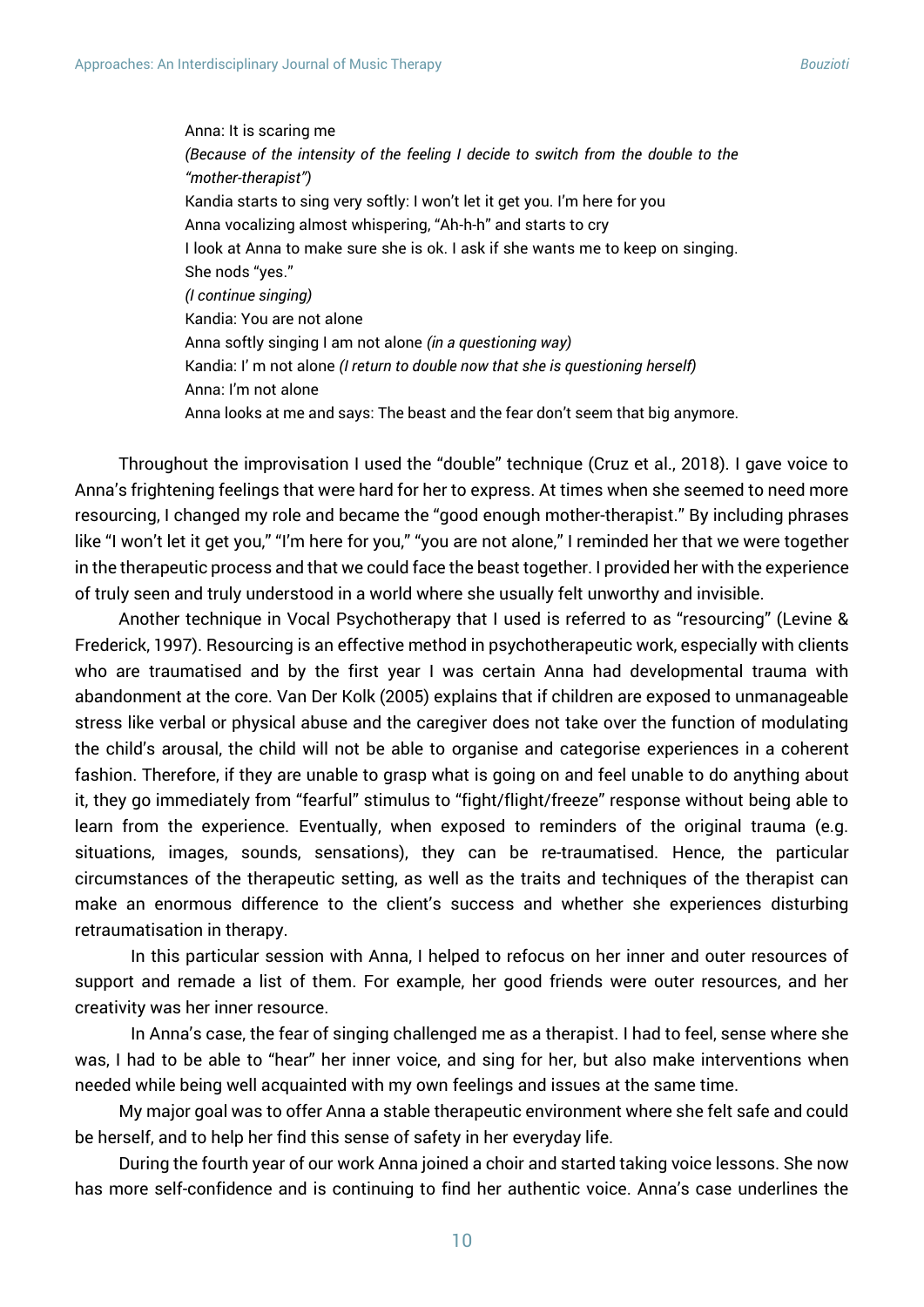Anna: It is scaring me  
*(Because of the intensity of the feeling I decide to switch from the double to the "mother-therapist")*  
Kandia starts to sing very softly: I won't let it get you. I'm here for you  
Anna vocalizing almost whispering, "Ah-h-h" and starts to cry  
I look at Anna to make sure she is ok. I ask if she wants me to keep on singing. She nods "yes."  
*(I continue singing)*  
Kandia: You are not alone  
Anna softly singing I am not alone *(in a questioning way)*  
Kandia: I' m not alone *(I return to double now that she is questioning herself)*  
Anna: I'm not alone  
Anna looks at me and says: The beast and the fear don't seem that big anymore.

Throughout the improvisation I used the "double" technique (Cruz et al., 2018). I gave voice to Anna's frightening feelings that were hard for her to express. At times when she seemed to need more resourcing, I changed my role and became the "good enough mother-therapist." By including phrases like "I won't let it get you," "I'm here for you," "you are not alone," I reminded her that we were together in the therapeutic process and that we could face the beast together. I provided her with the experience of truly seen and truly understood in a world where she usually felt unworthy and invisible.

Another technique in Vocal Psychotherapy that I used is referred to as "resourcing" (Levine & Frederick, 1997). Resourcing is an effective method in psychotherapeutic work, especially with clients who are traumatised and by the first year I was certain Anna had developmental trauma with abandonment at the core. Van Der Kolk (2005) explains that if children are exposed to unmanageable stress like verbal or physical abuse and the caregiver does not take over the function of modulating the child's arousal, the child will not be able to organise and categorise experiences in a coherent fashion. Therefore, if they are unable to grasp what is going on and feel unable to do anything about it, they go immediately from "fearful" stimulus to "fight/flight/freeze" response without being able to learn from the experience. Eventually, when exposed to reminders of the original trauma (e.g. situations, images, sounds, sensations), they can be re-traumatised. Hence, the particular circumstances of the therapeutic setting, as well as the traits and techniques of the therapist can make an enormous difference to the client's success and whether she experiences disturbing retraumatisation in therapy.

In this particular session with Anna, I helped to refocus on her inner and outer resources of support and remade a list of them. For example, her good friends were outer resources, and her creativity was her inner resource.

In Anna's case, the fear of singing challenged me as a therapist. I had to feel, sense where she was, I had to be able to "hear" her inner voice, and sing for her, but also make interventions when needed while being well acquainted with my own feelings and issues at the same time.

My major goal was to offer Anna a stable therapeutic environment where she felt safe and could be herself, and to help her find this sense of safety in her everyday life.

During the fourth year of our work Anna joined a choir and started taking voice lessons. She now has more self-confidence and is continuing to find her authentic voice. Anna's case underlines the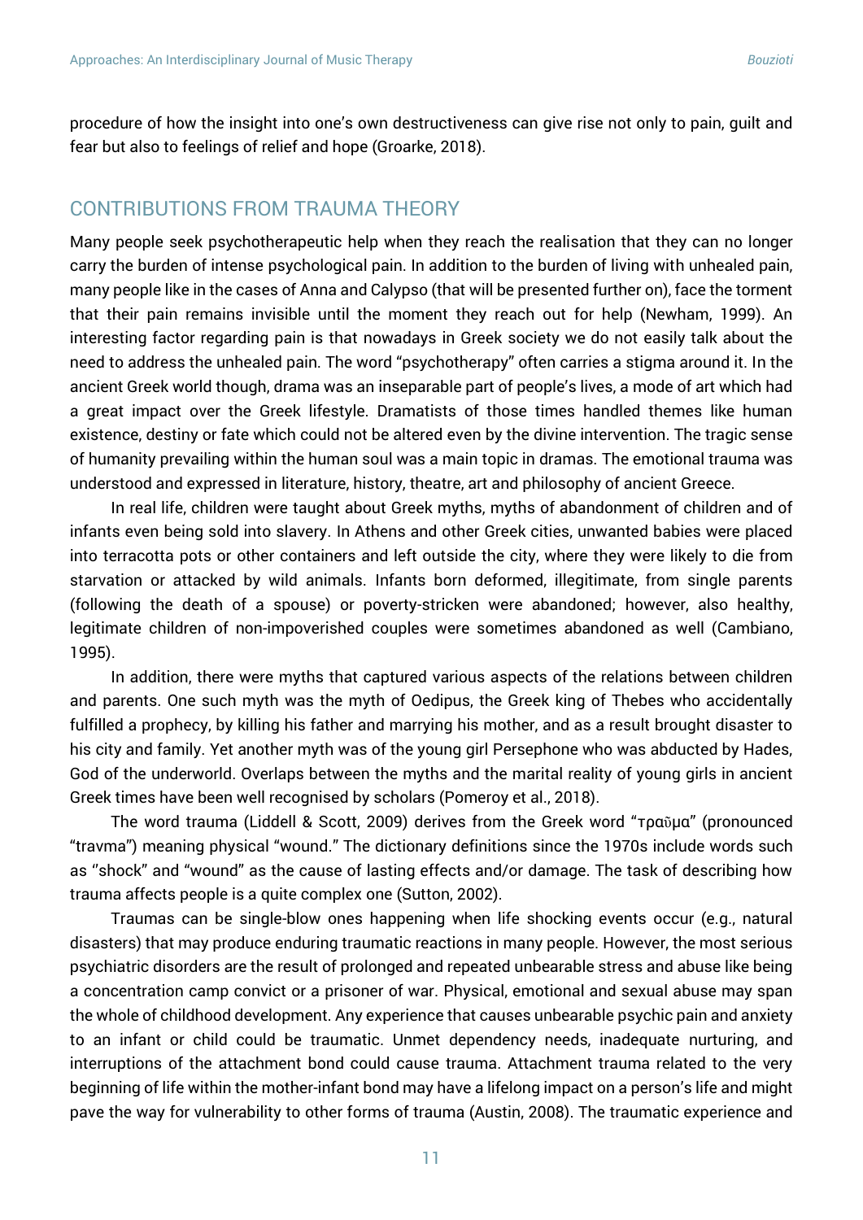procedure of how the insight into one's own destructiveness can give rise not only to pain, guilt and fear but also to feelings of relief and hope (Groarke, 2018).

## CONTRIBUTIONS FROM TRAUMA THEORY

Many people seek psychotherapeutic help when they reach the realisation that they can no longer carry the burden of intense psychological pain. In addition to the burden of living with unhealed pain, many people like in the cases of Anna and Calypso (that will be presented further on), face the torment that their pain remains invisible until the moment they reach out for help (Newham, 1999). An interesting factor regarding pain is that nowadays in Greek society we do not easily talk about the need to address the unhealed pain. The word "psychotherapy" often carries a stigma around it. In the ancient Greek world though, drama was an inseparable part of people's lives, a mode of art which had a great impact over the Greek lifestyle. Dramatists of those times handled themes like human existence, destiny or fate which could not be altered even by the divine intervention. The tragic sense of humanity prevailing within the human soul was a main topic in dramas. The emotional trauma was understood and expressed in literature, history, theatre, art and philosophy of ancient Greece.

In real life, children were taught about Greek myths, myths of abandonment of children and of infants even being sold into slavery. In Athens and other Greek cities, unwanted babies were placed into terracotta pots or other containers and left outside the city, where they were likely to die from starvation or attacked by wild animals. Infants born deformed, illegitimate, from single parents (following the death of a spouse) or poverty-stricken were abandoned; however, also healthy, legitimate children of non-impoverished couples were sometimes abandoned as well (Cambiano, 1995).

In addition, there were myths that captured various aspects of the relations between children and parents. One such myth was the myth of Oedipus, the Greek king of Thebes who accidentally fulfilled a prophecy, by killing his father and marrying his mother, and as a result brought disaster to his city and family. Yet another myth was of the young girl Persephone who was abducted by Hades, God of the underworld. Overlaps between the myths and the marital reality of young girls in ancient Greek times have been well recognised by scholars (Pomeroy et al., 2018).

The word trauma (Liddell & Scott, 2009) derives from the Greek word "τραῦμα" (pronounced "travma") meaning physical "wound." The dictionary definitions since the 1970s include words such as "shock" and "wound" as the cause of lasting effects and/or damage. The task of describing how trauma affects people is a quite complex one (Sutton, 2002).

Traumas can be single-blow ones happening when life shocking events occur (e.g., natural disasters) that may produce enduring traumatic reactions in many people. However, the most serious psychiatric disorders are the result of prolonged and repeated unbearable stress and abuse like being a concentration camp convict or a prisoner of war. Physical, emotional and sexual abuse may span the whole of childhood development. Any experience that causes unbearable psychic pain and anxiety to an infant or child could be traumatic. Unmet dependency needs, inadequate nurturing, and interruptions of the attachment bond could cause trauma. Attachment trauma related to the very beginning of life within the mother-infant bond may have a lifelong impact on a person's life and might pave the way for vulnerability to other forms of trauma (Austin, 2008). The traumatic experience and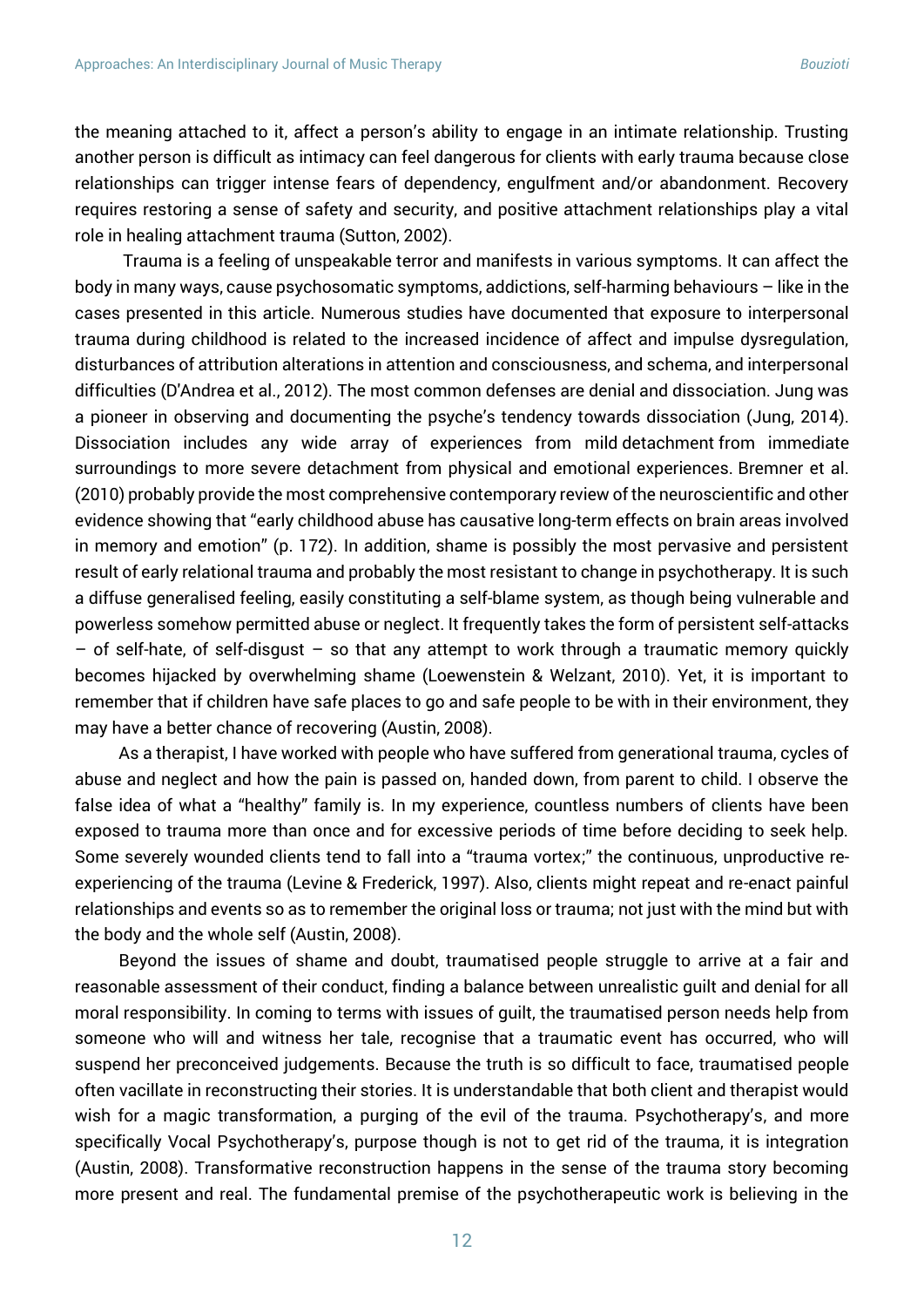the meaning attached to it, affect a person's ability to engage in an intimate relationship. Trusting another person is difficult as intimacy can feel dangerous for clients with early trauma because close relationships can trigger intense fears of dependency, engulfment and/or abandonment. Recovery requires restoring a sense of safety and security, and positive attachment relationships play a vital role in healing attachment trauma (Sutton, 2002).

Trauma is a feeling of unspeakable terror and manifests in various symptoms. It can affect the body in many ways, cause psychosomatic symptoms, addictions, self-harming behaviours – like in the cases presented in this article. Numerous studies have documented that exposure to interpersonal trauma during childhood is related to the increased incidence of affect and impulse dysregulation, disturbances of attribution alterations in attention and consciousness, and schema, and interpersonal difficulties (D'Andrea et al., 2012). The most common defenses are denial and dissociation. Jung was a pioneer in observing and documenting the psyche's tendency towards dissociation (Jung, 2014). Dissociation includes any wide array of experiences from mild detachment from immediate surroundings to more severe detachment from physical and emotional experiences. Bremner et al. (2010) probably provide the most comprehensive contemporary review of the neuroscientific and other evidence showing that "early childhood abuse has causative long-term effects on brain areas involved in memory and emotion" (p. 172). In addition, shame is possibly the most pervasive and persistent result of early relational trauma and probably the most resistant to change in psychotherapy. It is such a diffuse generalised feeling, easily constituting a self-blame system, as though being vulnerable and powerless somehow permitted abuse or neglect. It frequently takes the form of persistent self-attacks – of self-hate, of self-disgust – so that any attempt to work through a traumatic memory quickly becomes hijacked by overwhelming shame (Loewenstein & Welzant, 2010). Yet, it is important to remember that if children have safe places to go and safe people to be with in their environment, they may have a better chance of recovering (Austin, 2008).

As a therapist, I have worked with people who have suffered from generational trauma, cycles of abuse and neglect and how the pain is passed on, handed down, from parent to child. I observe the false idea of what a "healthy" family is. In my experience, countless numbers of clients have been exposed to trauma more than once and for excessive periods of time before deciding to seek help. Some severely wounded clients tend to fall into a "trauma vortex;" the continuous, unproductive re-experiencing of the trauma (Levine & Frederick, 1997). Also, clients might repeat and re-enact painful relationships and events so as to remember the original loss or trauma; not just with the mind but with the body and the whole self (Austin, 2008).

Beyond the issues of shame and doubt, traumatised people struggle to arrive at a fair and reasonable assessment of their conduct, finding a balance between unrealistic guilt and denial for all moral responsibility. In coming to terms with issues of guilt, the traumatised person needs help from someone who will and witness her tale, recognise that a traumatic event has occurred, who will suspend her preconceived judgements. Because the truth is so difficult to face, traumatised people often vacillate in reconstructing their stories. It is understandable that both client and therapist would wish for a magic transformation, a purging of the evil of the trauma. Psychotherapy's, and more specifically Vocal Psychotherapy's, purpose though is not to get rid of the trauma, it is integration (Austin, 2008). Transformative reconstruction happens in the sense of the trauma story becoming more present and real. The fundamental premise of the psychotherapeutic work is believing in the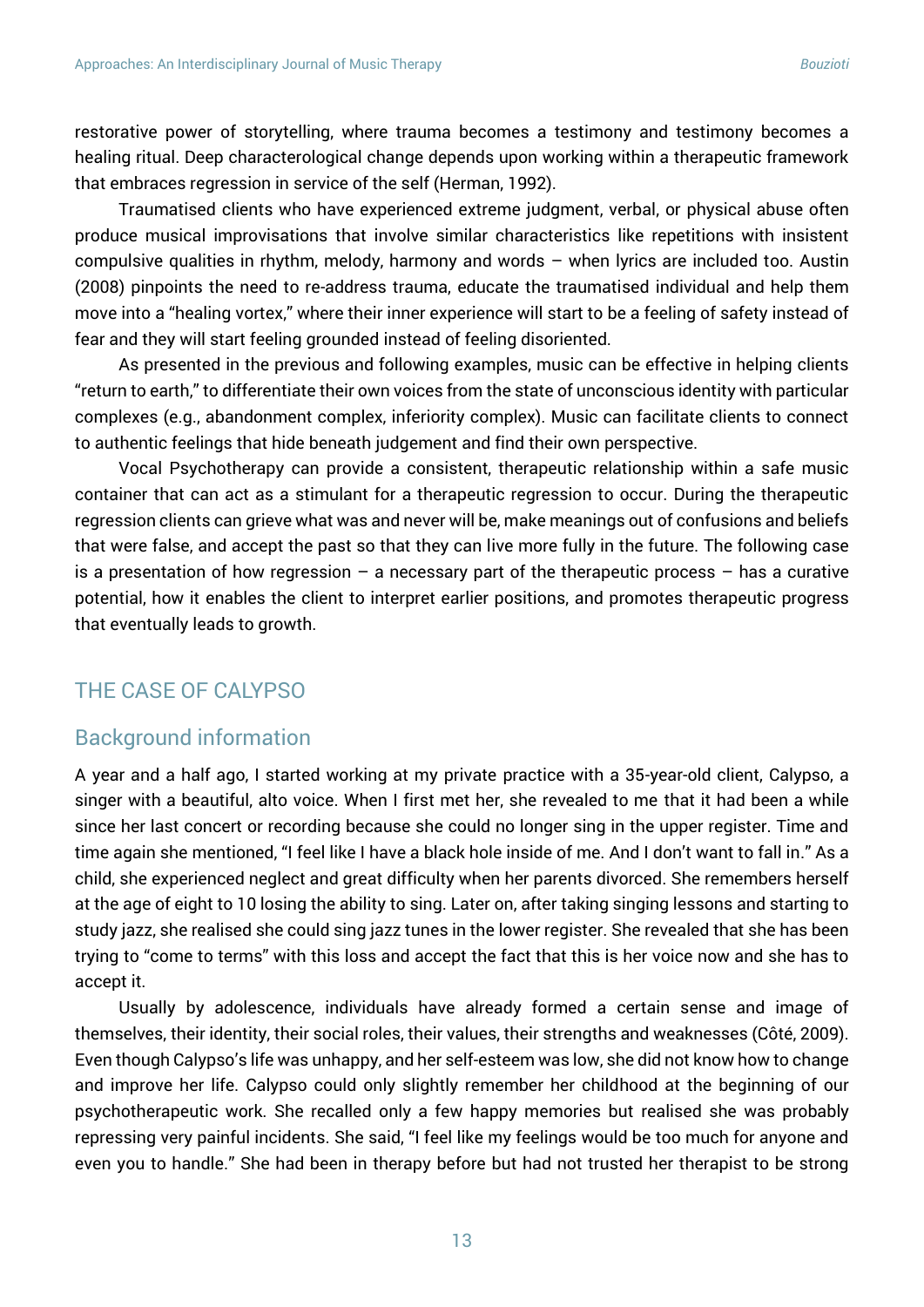restorative power of storytelling, where trauma becomes a testimony and testimony becomes a healing ritual. Deep characterological change depends upon working within a therapeutic framework that embraces regression in service of the self (Herman, 1992).

Traumatised clients who have experienced extreme judgment, verbal, or physical abuse often produce musical improvisations that involve similar characteristics like repetitions with insistent compulsive qualities in rhythm, melody, harmony and words – when lyrics are included too. Austin (2008) pinpoints the need to re-address trauma, educate the traumatised individual and help them move into a "healing vortex," where their inner experience will start to be a feeling of safety instead of fear and they will start feeling grounded instead of feeling disoriented.

As presented in the previous and following examples, music can be effective in helping clients "return to earth," to differentiate their own voices from the state of unconscious identity with particular complexes (e.g., abandonment complex, inferiority complex). Music can facilitate clients to connect to authentic feelings that hide beneath judgement and find their own perspective.

Vocal Psychotherapy can provide a consistent, therapeutic relationship within a safe music container that can act as a stimulant for a therapeutic regression to occur. During the therapeutic regression clients can grieve what was and never will be, make meanings out of confusions and beliefs that were false, and accept the past so that they can live more fully in the future. The following case is a presentation of how regression – a necessary part of the therapeutic process – has a curative potential, how it enables the client to interpret earlier positions, and promotes therapeutic progress that eventually leads to growth.

## THE CASE OF CALYPSO

### Background information

A year and a half ago, I started working at my private practice with a 35-year-old client, Calypso, a singer with a beautiful, alto voice. When I first met her, she revealed to me that it had been a while since her last concert or recording because she could no longer sing in the upper register. Time and time again she mentioned, "I feel like I have a black hole inside of me. And I don't want to fall in." As a child, she experienced neglect and great difficulty when her parents divorced. She remembers herself at the age of eight to 10 losing the ability to sing. Later on, after taking singing lessons and starting to study jazz, she realised she could sing jazz tunes in the lower register. She revealed that she has been trying to "come to terms" with this loss and accept the fact that this is her voice now and she has to accept it.

Usually by adolescence, individuals have already formed a certain sense and image of themselves, their identity, their social roles, their values, their strengths and weaknesses (Côté, 2009). Even though Calypso's life was unhappy, and her self-esteem was low, she did not know how to change and improve her life. Calypso could only slightly remember her childhood at the beginning of our psychotherapeutic work. She recalled only a few happy memories but realised she was probably repressing very painful incidents. She said, "I feel like my feelings would be too much for anyone and even you to handle." She had been in therapy before but had not trusted her therapist to be strong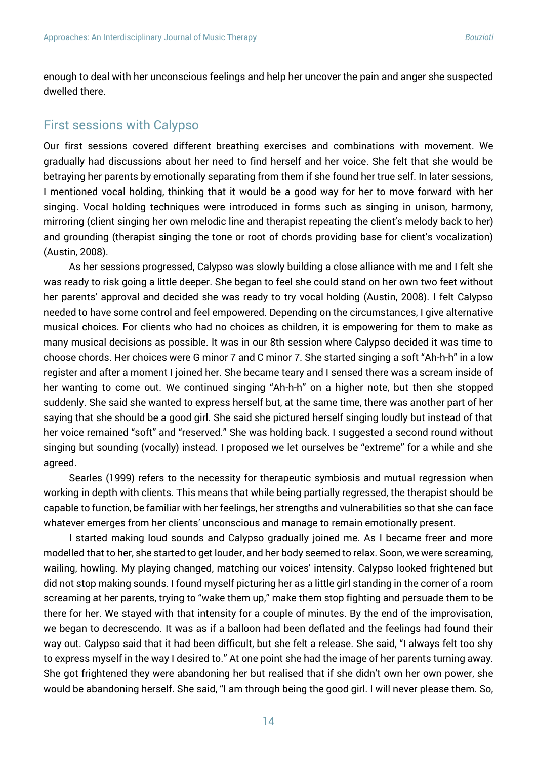enough to deal with her unconscious feelings and help her uncover the pain and anger she suspected dwelled there.

## First sessions with Calypso

Our first sessions covered different breathing exercises and combinations with movement. We gradually had discussions about her need to find herself and her voice. She felt that she would be betraying her parents by emotionally separating from them if she found her true self. In later sessions, I mentioned vocal holding, thinking that it would be a good way for her to move forward with her singing. Vocal holding techniques were introduced in forms such as singing in unison, harmony, mirroring (client singing her own melodic line and therapist repeating the client's melody back to her) and grounding (therapist singing the tone or root of chords providing base for client's vocalization) (Austin, 2008).

As her sessions progressed, Calypso was slowly building a close alliance with me and I felt she was ready to risk going a little deeper. She began to feel she could stand on her own two feet without her parents' approval and decided she was ready to try vocal holding (Austin, 2008). I felt Calypso needed to have some control and feel empowered. Depending on the circumstances, I give alternative musical choices. For clients who had no choices as children, it is empowering for them to make as many musical decisions as possible. It was in our 8th session where Calypso decided it was time to choose chords. Her choices were G minor 7 and C minor 7. She started singing a soft "Ah-h-h" in a low register and after a moment I joined her. She became teary and I sensed there was a scream inside of her wanting to come out. We continued singing "Ah-h-h" on a higher note, but then she stopped suddenly. She said she wanted to express herself but, at the same time, there was another part of her saying that she should be a good girl. She said she pictured herself singing loudly but instead of that her voice remained "soft" and "reserved." She was holding back. I suggested a second round without singing but sounding (vocally) instead. I proposed we let ourselves be "extreme" for a while and she agreed.

Searles (1999) refers to the necessity for therapeutic symbiosis and mutual regression when working in depth with clients. This means that while being partially regressed, the therapist should be capable to function, be familiar with her feelings, her strengths and vulnerabilities so that she can face whatever emerges from her clients' unconscious and manage to remain emotionally present.

I started making loud sounds and Calypso gradually joined me. As I became freer and more modelled that to her, she started to get louder, and her body seemed to relax. Soon, we were screaming, wailing, howling. My playing changed, matching our voices' intensity. Calypso looked frightened but did not stop making sounds. I found myself picturing her as a little girl standing in the corner of a room screaming at her parents, trying to "wake them up," make them stop fighting and persuade them to be there for her. We stayed with that intensity for a couple of minutes. By the end of the improvisation, we began to decrescendo. It was as if a balloon had been deflated and the feelings had found their way out. Calypso said that it had been difficult, but she felt a release. She said, "I always felt too shy to express myself in the way I desired to." At one point she had the image of her parents turning away. She got frightened they were abandoning her but realised that if she didn't own her own power, she would be abandoning herself. She said, "I am through being the good girl. I will never please them. So,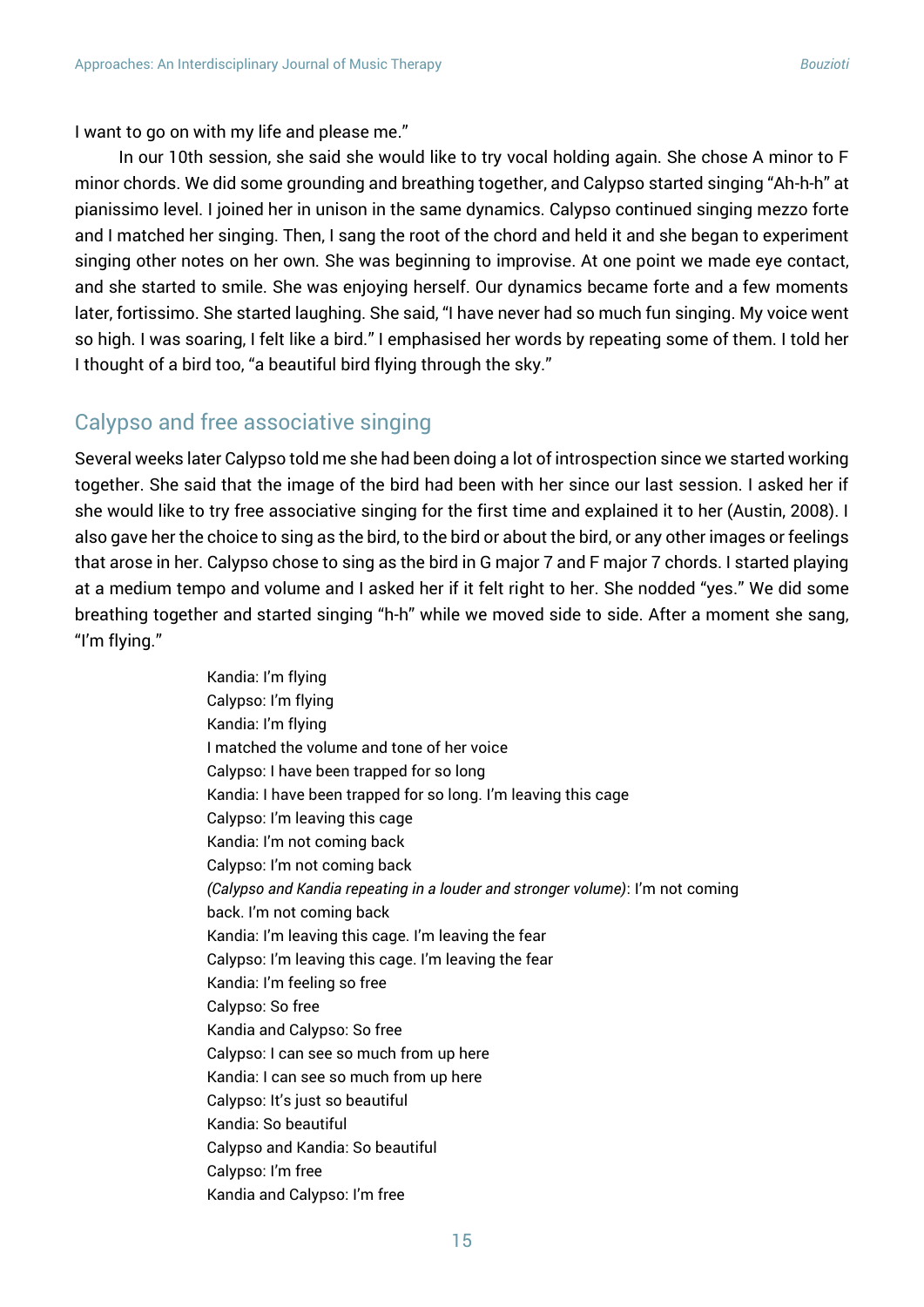I want to go on with my life and please me."

In our 10th session, she said she would like to try vocal holding again. She chose A minor to F minor chords. We did some grounding and breathing together, and Calypso started singing "Ah-h-h" at pianissimo level. I joined her in unison in the same dynamics. Calypso continued singing mezzo forte and I matched her singing. Then, I sang the root of the chord and held it and she began to experiment singing other notes on her own. She was beginning to improvise. At one point we made eye contact, and she started to smile. She was enjoying herself. Our dynamics became forte and a few moments later, fortissimo. She started laughing. She said, "I have never had so much fun singing. My voice went so high. I was soaring, I felt like a bird." I emphasised her words by repeating some of them. I told her I thought of a bird too, "a beautiful bird flying through the sky."

## Calypso and free associative singing

Several weeks later Calypso told me she had been doing a lot of introspection since we started working together. She said that the image of the bird had been with her since our last session. I asked her if she would like to try free associative singing for the first time and explained it to her (Austin, 2008). I also gave her the choice to sing as the bird, to the bird or about the bird, or any other images or feelings that arose in her. Calypso chose to sing as the bird in G major 7 and F major 7 chords. I started playing at a medium tempo and volume and I asked her if it felt right to her. She nodded "yes." We did some breathing together and started singing "h-h" while we moved side to side. After a moment she sang, "I'm flying."

> Kandia: I'm flying
> Calypso: I'm flying
> Kandia: I'm flying
> I matched the volume and tone of her voice
> Calypso: I have been trapped for so long
> Kandia: I have been trapped for so long. I'm leaving this cage
> Calypso: I'm leaving this cage
> Kandia: I'm not coming back
> Calypso: I'm not coming back
> *(Calypso and Kandia repeating in a louder and stronger volume)*: I'm not coming back. I'm not coming back
> Kandia: I'm leaving this cage. I'm leaving the fear
> Calypso: I'm leaving this cage. I'm leaving the fear
> Kandia: I'm feeling so free
> Calypso: So free
> Kandia and Calypso: So free
> Calypso: I can see so much from up here
> Kandia: I can see so much from up here
> Calypso: It's just so beautiful
> Kandia: So beautiful
> Calypso and Kandia: So beautiful
> Calypso: I'm free
> Kandia and Calypso: I'm free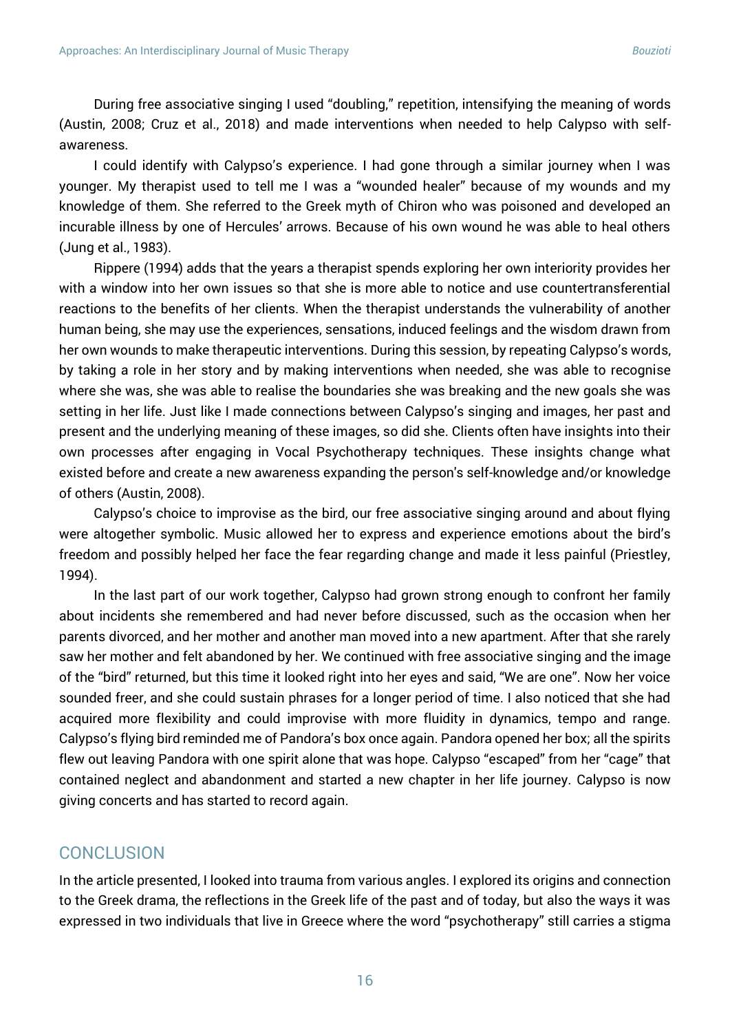During free associative singing I used "doubling," repetition, intensifying the meaning of words (Austin, 2008; Cruz et al., 2018) and made interventions when needed to help Calypso with self-awareness.

I could identify with Calypso's experience. I had gone through a similar journey when I was younger. My therapist used to tell me I was a "wounded healer" because of my wounds and my knowledge of them. She referred to the Greek myth of Chiron who was poisoned and developed an incurable illness by one of Hercules' arrows. Because of his own wound he was able to heal others (Jung et al., 1983).

Rippere (1994) adds that the years a therapist spends exploring her own interiority provides her with a window into her own issues so that she is more able to notice and use countertransferential reactions to the benefits of her clients. When the therapist understands the vulnerability of another human being, she may use the experiences, sensations, induced feelings and the wisdom drawn from her own wounds to make therapeutic interventions. During this session, by repeating Calypso's words, by taking a role in her story and by making interventions when needed, she was able to recognise where she was, she was able to realise the boundaries she was breaking and the new goals she was setting in her life. Just like I made connections between Calypso's singing and images, her past and present and the underlying meaning of these images, so did she. Clients often have insights into their own processes after engaging in Vocal Psychotherapy techniques. These insights change what existed before and create a new awareness expanding the person's self-knowledge and/or knowledge of others (Austin, 2008).

Calypso's choice to improvise as the bird, our free associative singing around and about flying were altogether symbolic. Music allowed her to express and experience emotions about the bird's freedom and possibly helped her face the fear regarding change and made it less painful (Priestley, 1994).

In the last part of our work together, Calypso had grown strong enough to confront her family about incidents she remembered and had never before discussed, such as the occasion when her parents divorced, and her mother and another man moved into a new apartment. After that she rarely saw her mother and felt abandoned by her. We continued with free associative singing and the image of the "bird" returned, but this time it looked right into her eyes and said, "We are one". Now her voice sounded freer, and she could sustain phrases for a longer period of time. I also noticed that she had acquired more flexibility and could improvise with more fluidity in dynamics, tempo and range. Calypso's flying bird reminded me of Pandora's box once again. Pandora opened her box; all the spirits flew out leaving Pandora with one spirit alone that was hope. Calypso "escaped" from her "cage" that contained neglect and abandonment and started a new chapter in her life journey. Calypso is now giving concerts and has started to record again.

## CONCLUSION

In the article presented, I looked into trauma from various angles. I explored its origins and connection to the Greek drama, the reflections in the Greek life of the past and of today, but also the ways it was expressed in two individuals that live in Greece where the word "psychotherapy" still carries a stigma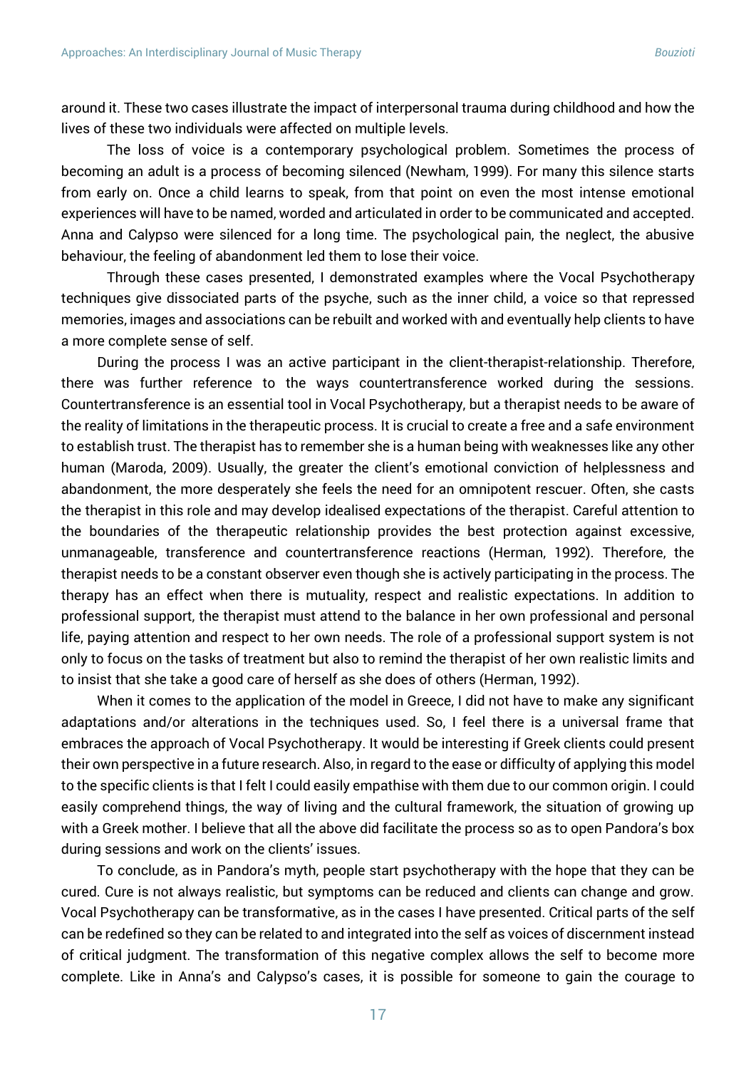around it. These two cases illustrate the impact of interpersonal trauma during childhood and how the lives of these two individuals were affected on multiple levels.

The loss of voice is a contemporary psychological problem. Sometimes the process of becoming an adult is a process of becoming silenced (Newham, 1999). For many this silence starts from early on. Once a child learns to speak, from that point on even the most intense emotional experiences will have to be named, worded and articulated in order to be communicated and accepted. Anna and Calypso were silenced for a long time. The psychological pain, the neglect, the abusive behaviour, the feeling of abandonment led them to lose their voice.

Through these cases presented, I demonstrated examples where the Vocal Psychotherapy techniques give dissociated parts of the psyche, such as the inner child, a voice so that repressed memories, images and associations can be rebuilt and worked with and eventually help clients to have a more complete sense of self.

During the process I was an active participant in the client-therapist-relationship. Therefore, there was further reference to the ways countertransference worked during the sessions. Countertransference is an essential tool in Vocal Psychotherapy, but a therapist needs to be aware of the reality of limitations in the therapeutic process. It is crucial to create a free and a safe environment to establish trust. The therapist has to remember she is a human being with weaknesses like any other human (Maroda, 2009). Usually, the greater the client's emotional conviction of helplessness and abandonment, the more desperately she feels the need for an omnipotent rescuer. Often, she casts the therapist in this role and may develop idealised expectations of the therapist. Careful attention to the boundaries of the therapeutic relationship provides the best protection against excessive, unmanageable, transference and countertransference reactions (Herman, 1992). Therefore, the therapist needs to be a constant observer even though she is actively participating in the process. The therapy has an effect when there is mutuality, respect and realistic expectations. In addition to professional support, the therapist must attend to the balance in her own professional and personal life, paying attention and respect to her own needs. The role of a professional support system is not only to focus on the tasks of treatment but also to remind the therapist of her own realistic limits and to insist that she take a good care of herself as she does of others (Herman, 1992).

When it comes to the application of the model in Greece, I did not have to make any significant adaptations and/or alterations in the techniques used. So, I feel there is a universal frame that embraces the approach of Vocal Psychotherapy. It would be interesting if Greek clients could present their own perspective in a future research. Also, in regard to the ease or difficulty of applying this model to the specific clients is that I felt I could easily empathise with them due to our common origin. I could easily comprehend things, the way of living and the cultural framework, the situation of growing up with a Greek mother. I believe that all the above did facilitate the process so as to open Pandora's box during sessions and work on the clients' issues.

To conclude, as in Pandora's myth, people start psychotherapy with the hope that they can be cured. Cure is not always realistic, but symptoms can be reduced and clients can change and grow. Vocal Psychotherapy can be transformative, as in the cases I have presented. Critical parts of the self can be redefined so they can be related to and integrated into the self as voices of discernment instead of critical judgment. The transformation of this negative complex allows the self to become more complete. Like in Anna's and Calypso's cases, it is possible for someone to gain the courage to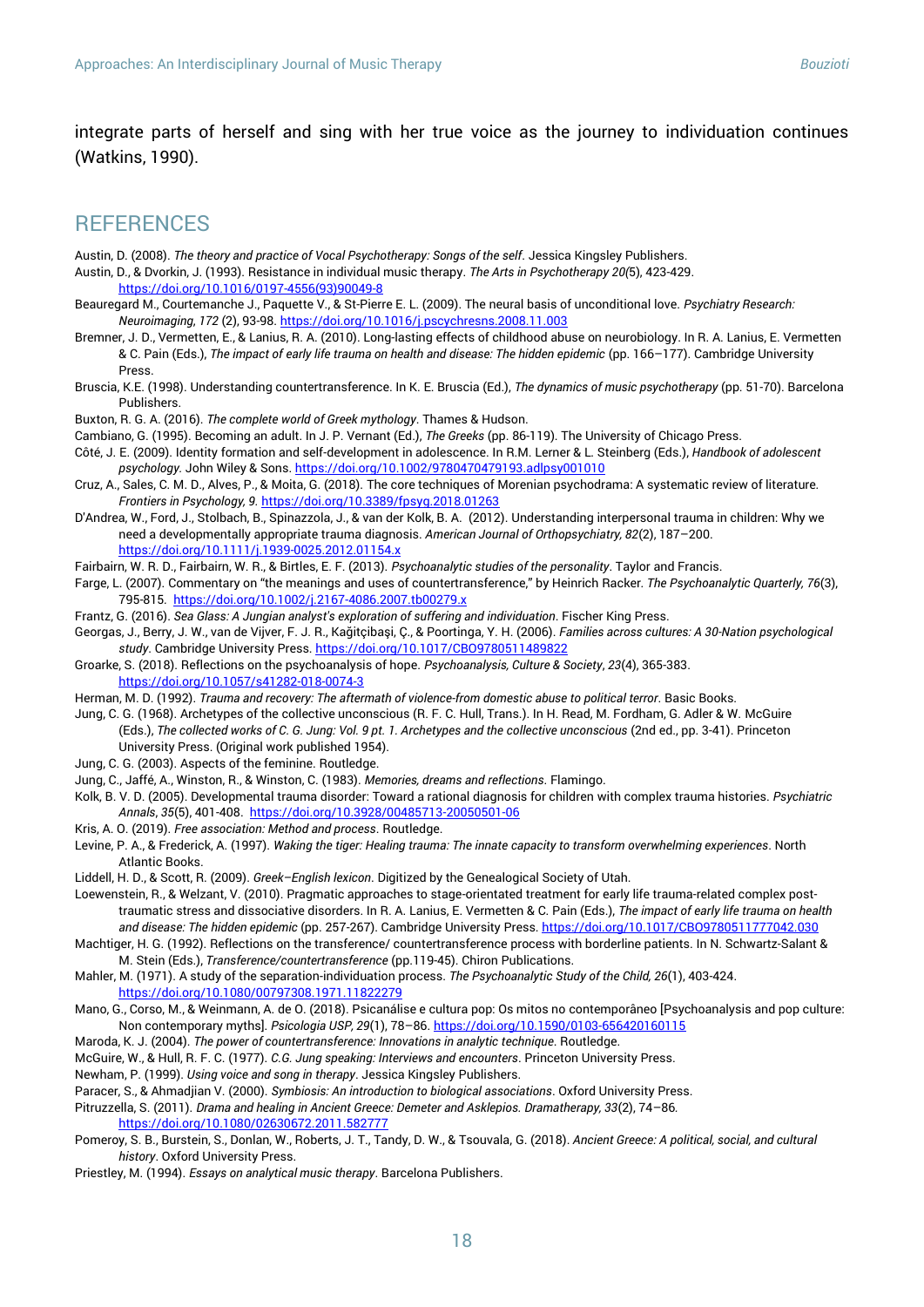integrate parts of herself and sing with her true voice as the journey to individuation continues (Watkins, 1990).

## REFERENCES

Austin, D. (2008). *The theory and practice of Vocal Psychotherapy: Songs of the self*. Jessica Kingsley Publishers.

Austin, D., & Dvorkin, J. (1993). Resistance in individual music therapy. *The Arts in Psychotherapy 20*(5), 423-429. https://doi.org/10.1016/0197-4556(93)90049-8

Beauregard M., Courtemanche J., Paquette V., & St-Pierre E. L. (2009). The neural basis of unconditional love. *Psychiatry Research: Neuroimaging, 172* (2), 93-98. https://doi.org/10.1016/j.pscychresns.2008.11.003

Bremner, J. D., Vermetten, E., & Lanius, R. A. (2010). Long-lasting effects of childhood abuse on neurobiology. In R. A. Lanius, E. Vermetten & C. Pain (Eds.), *The impact of early life trauma on health and disease: The hidden epidemic* (pp. 166–177). Cambridge University Press.

Bruscia, K.E. (1998). Understanding countertransference. In K. E. Bruscia (Ed.), *The dynamics of music psychotherapy* (pp. 51-70). Barcelona Publishers.

Buxton, R. G. A. (2016). *The complete world of Greek mythology*. Thames & Hudson.

Cambiano, G. (1995). Becoming an adult. In J. P. Vernant (Ed.), *The Greeks* (pp. 86-119). The University of Chicago Press.

Côté, J. E. (2009). Identity formation and self-development in adolescence. In R.M. Lerner & L. Steinberg (Eds.), *Handbook of adolescent psychology.* John Wiley & Sons. https://doi.org/10.1002/9780470479193.adlpsy001010

Cruz, A., Sales, C. M. D., Alves, P., & Moita, G. (2018). The core techniques of Morenian psychodrama: A systematic review of literature. *Frontiers in Psychology, 9.* https://doi.org/10.3389/fpsyg.2018.01263

D'Andrea, W., Ford, J., Stolbach, B., Spinazzola, J., & van der Kolk, B. A. (2012). Understanding interpersonal trauma in children: Why we need a developmentally appropriate trauma diagnosis. *American Journal of Orthopsychiatry, 82*(2), 187–200. https://doi.org/10.1111/j.1939-0025.2012.01154.x

Fairbairn, W. R. D., Fairbairn, W. R., & Birtles, E. F. (2013). *Psychoanalytic studies of the personality*. Taylor and Francis.

Farge, L. (2007). Commentary on "the meanings and uses of countertransference," by Heinrich Racker. *The Psychoanalytic Quarterly, 76*(3), 795-815. https://doi.org/10.1002/j.2167-4086.2007.tb00279.x

Frantz, G. (2016). *Sea Glass: A Jungian analyst's exploration of suffering and individuation*. Fischer King Press.

Georgas, J., Berry, J. W., van de Vijver, F. J. R., Kağitçibaşi, Ç., & Poortinga, Y. H. (2006). *Families across cultures: A 30-Nation psychological study*. Cambridge University Press. https://doi.org/10.1017/CBO9780511489822

Groarke, S. (2018). Reflections on the psychoanalysis of hope. *Psychoanalysis, Culture & Society*, *23*(4), 365-383. https://doi.org/10.1057/s41282-018-0074-3

Herman, M. D. (1992). *Trauma and recovery: The aftermath of violence-from domestic abuse to political terror*. Basic Books.

Jung, C. G. (1968). Archetypes of the collective unconscious (R. F. C. Hull, Trans.). In H. Read, M. Fordham, G. Adler & W. McGuire (Eds.), *The collected works of C. G. Jung: Vol. 9 pt. 1. Archetypes and the collective unconscious* (2nd ed., pp. 3-41). Princeton University Press. (Original work published 1954).

Jung, C. G. (2003). Aspects of the feminine. Routledge.

Jung, C., Jaffé, A., Winston, R., & Winston, C. (1983). *Memories, dreams and reflections*. Flamingo.

Kolk, B. V. D. (2005). Developmental trauma disorder: Toward a rational diagnosis for children with complex trauma histories. *Psychiatric Annals*, *35*(5), 401-408. https://doi.org/10.3928/00485713-20050501-06

Kris, A. O. (2019). *Free association: Method and process*. Routledge.

Levine, P. A., & Frederick, A. (1997). *Waking the tiger: Healing trauma: The innate capacity to transform overwhelming experiences*. North Atlantic Books.

Liddell, H. D., & Scott, R. (2009). *Greek–English lexicon*. Digitized by the Genealogical Society of Utah.

Loewenstein, R., & Welzant, V. (2010). Pragmatic approaches to stage-orientated treatment for early life trauma-related complex post-traumatic stress and dissociative disorders. In R. A. Lanius, E. Vermetten & C. Pain (Eds.), *The impact of early life trauma on health and disease: The hidden epidemic* (pp. 257-267). Cambridge University Press. https://doi.org/10.1017/CBO9780511777042.030

Machtiger, H. G. (1992). Reflections on the transference/ countertransference process with borderline patients. In N. Schwartz-Salant & M. Stein (Eds.), *Transference/countertransference* (pp.119-45). Chiron Publications.

Mahler, M. (1971). A study of the separation-individuation process. *The Psychoanalytic Study of the Child, 26*(1), 403-424. https://doi.org/10.1080/00797308.1971.11822279

Mano, G., Corso, M., & Weinmann, A. de O. (2018). Psicanálise e cultura pop: Os mitos no contemporâneo [Psychoanalysis and pop culture: Non contemporary myths]. *Psicologia USP, 29*(1), 78–86. https://doi.org/10.1590/0103-656420160115

Maroda, K. J. (2004). *The power of countertransference: Innovations in analytic technique*. Routledge.

McGuire, W., & Hull, R. F. C. (1977). *C.G. Jung speaking: Interviews and encounters*. Princeton University Press.

Newham, P. (1999). *Using voice and song in therapy*. Jessica Kingsley Publishers.

Paracer, S., & Ahmadjian V. (2000). *Symbiosis: An introduction to biological associations*. Oxford University Press.

Pitruzzella, S. (2011). *Drama and healing in Ancient Greece: Demeter and Asklepios. Dramatherapy, 33*(2), 74–86. https://doi.org/10.1080/02630672.2011.582777

Pomeroy, S. B., Burstein, S., Donlan, W., Roberts, J. T., Tandy, D. W., & Tsouvala, G. (2018). *Ancient Greece: A political, social, and cultural history*. Oxford University Press.

Priestley, M. (1994). *Essays on analytical music therapy*. Barcelona Publishers.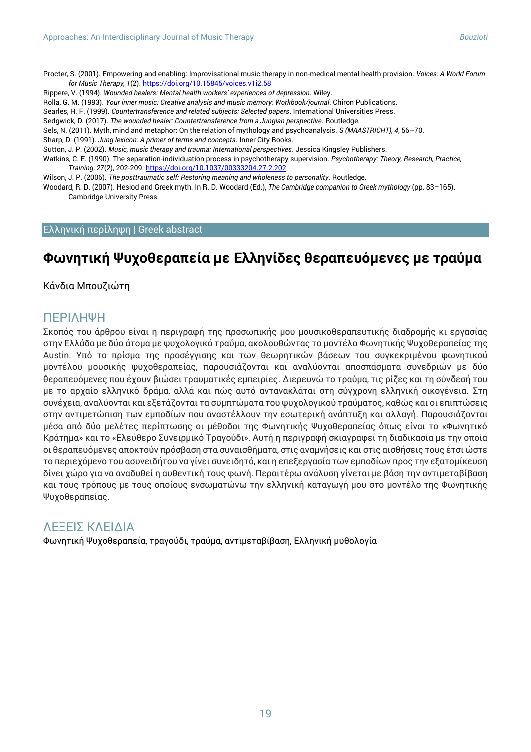Procter, S. (2001). Empowering and enabling: Improvisational music therapy in non-medical mental health provision. *Voices: A World Forum for Music Therapy, 1*(2). https://doi.org/10.15845/voices.v1i2.58

Rippere, V. (1994). *Wounded healers: Mental health workers' experiences of depression*. Wiley.

Rolla, G. M. (1993). *Your inner music: Creative analysis and music memory: Workbook/journal*. Chiron Publications.

Searles, H. F. (1999). *Countertransference and related subjects: Selected papers*. International Universities Press.

Sedgwick, D. (2017). *The wounded healer: Countertransference from a Jungian perspective*. Routledge.

Sels, N. (2011). Myth, mind and metaphor: On the relation of mythology and psychoanalysis. *S (MAASTRICHT), 4*, 56–70.

Sharp, D. (1991). *Jung lexicon: A primer of terms and concepts*. Inner City Books.

Sutton, J. P. (2002). *Music, music therapy and trauma: International perspectives*. Jessica Kingsley Publishers.

Watkins, C. E. (1990). The separation-individuation process in psychotherapy supervision. *Psychotherapy: Theory, Research, Practice, Training*, *27*(2), 202-209. https://doi.org/10.1037/00333204.27.2.202

Wilson, J. P. (2006). *The posttraumatic self: Restoring meaning and wholeness to personality*. Routledge.

Woodard, R. D. (2007). Hesiod and Greek myth. In R. D. Woodard (Ed.), *The Cambridge companion to Greek mythology* (pp. 83–165). Cambridge University Press.

## Ελληνική περίληψη | Greek abstract

# Φωνητική Ψυχοθεραπεία με Ελληνίδες θεραπευόμενες με τραύμα

Κάνδια Μπουζιώτη

## ΠΕΡΙΛΗΨΗ

Σκοπός του άρθρου είναι η περιγραφή της προσωπικής μου μουσικοθεραπευτικής διαδρομής κι εργασίας στην Ελλάδα με δύο άτομα με ψυχολογικό τραύμα, ακολουθώντας το μοντέλο Φωνητικής Ψυχοθεραπείας της Austin. Υπό το πρίσμα της προσέγγισης και των θεωρητικών βάσεων του συγκεκριμένου φωνητικού μοντέλου μουσικής ψυχοθεραπείας, παρουσιάζονται και αναλύονται αποσπάσματα συνεδριών με δύο θεραπευόμενες που έχουν βιώσει τραυματικές εμπειρίες. Διερευνώ το τραύμα, τις ρίζες και τη σύνδεσή του με το αρχαίο ελληνικό δράμα, αλλά και πώς αυτό αντανακλάται στη σύγχρονη ελληνική οικογένεια. Στη συνέχεια, αναλύονται και εξετάζονται τα συμπτώματα του ψυχολογικού τραύματος, καθώς και οι επιπτώσεις στην αντιμετώπιση των εμποδίων που αναστέλλουν την εσωτερική ανάπτυξη και αλλαγή. Παρουσιάζονται μέσα από δύο μελέτες περίπτωσης οι μέθοδοι της Φωνητικής Ψυχοθεραπείας όπως είναι το «Φωνητικό Κράτημα» και το «Ελεύθερο Συνειρμικό Τραγούδι». Αυτή η περιγραφή σκιαγραφεί τη διαδικασία με την οποία οι θεραπευόμενες αποκτούν πρόσβαση στα συναισθήματα, στις αναμνήσεις και στις αισθήσεις τους έτσι ώστε το περιεχόμενο του ασυνειδήτου να γίνει συνειδητό, και η επεξεργασία των εμποδίων προς την εξατομίκευση δίνει χώρο για να αναδυθεί η αυθεντική τους φωνή. Περαιτέρω ανάλυση γίνεται με βάση την αντιμεταβίβαση και τους τρόπους με τους οποίους ενσωματώνω την ελληνική καταγωγή μου στο μοντέλο της Φωνητικής Ψυχοθεραπείας.

## ΛΕΞΕΙΣ ΚΛΕΙΔΙΑ

Φωνητική Ψυχοθεραπεία, τραγούδι, τραύμα, αντιμεταβίβαση, Ελληνική μυθολογία